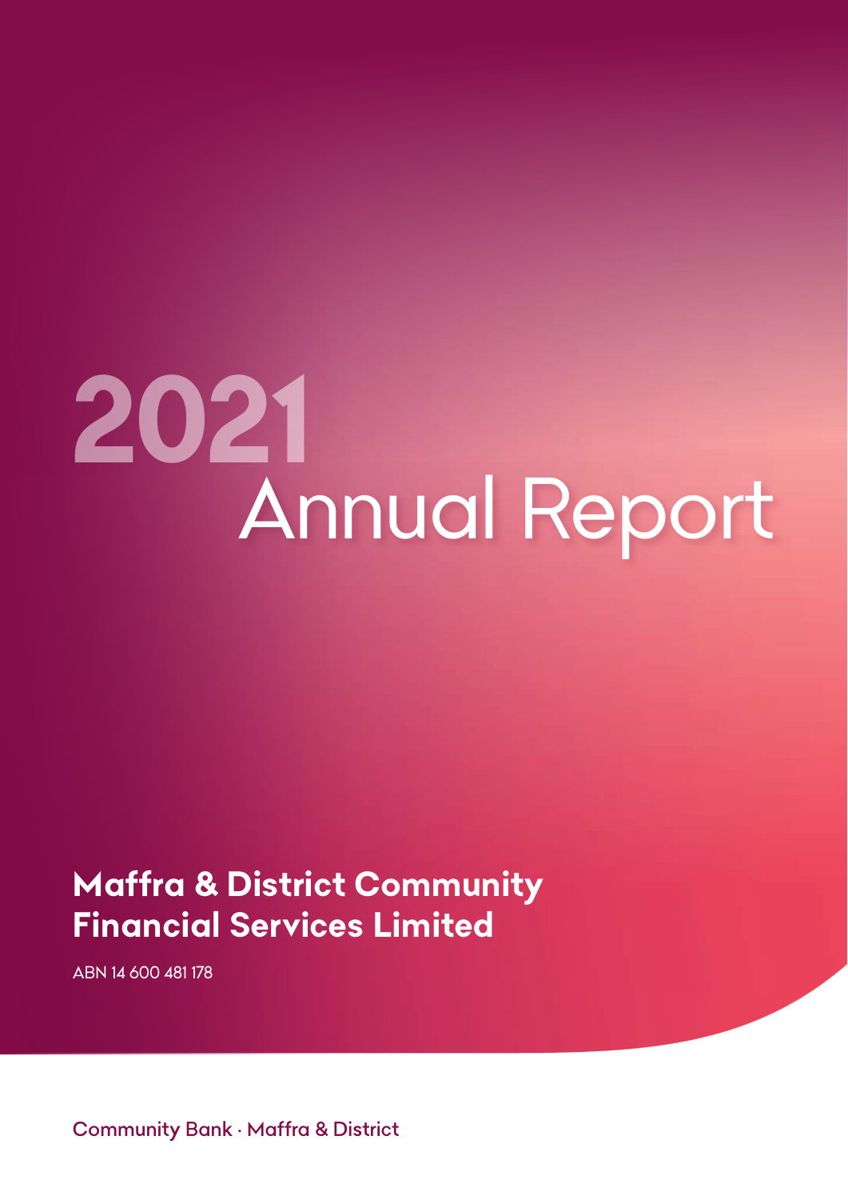# 2021 Annual Report

## Maffra & District Community Financial Services Limited

ABN 14 600 481 178

Community Bank · Maffra & District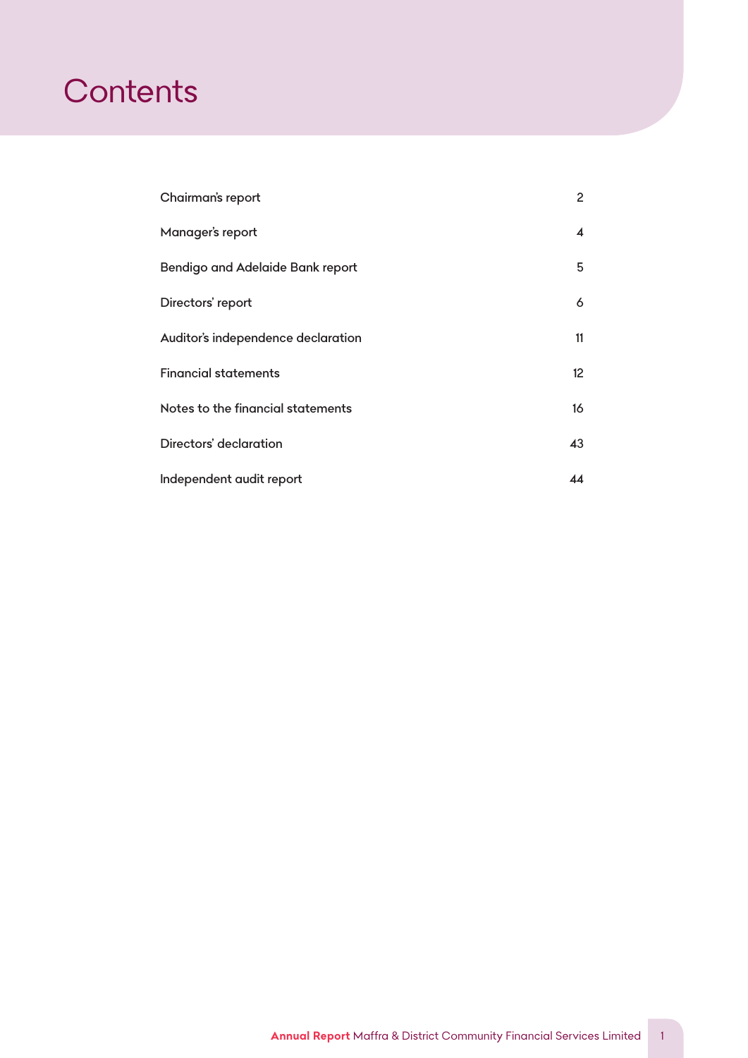# Contents

| | |
|---|---|
| Chairman's report | 2 |
| Manager's report | 4 |
| Bendigo and Adelaide Bank report | 5 |
| Directors' report | 6 |
| Auditor's independence declaration | 11 |
| Financial statements | 12 |
| Notes to the financial statements | 16 |
| Directors' declaration | 43 |
| Independent audit report | 44 |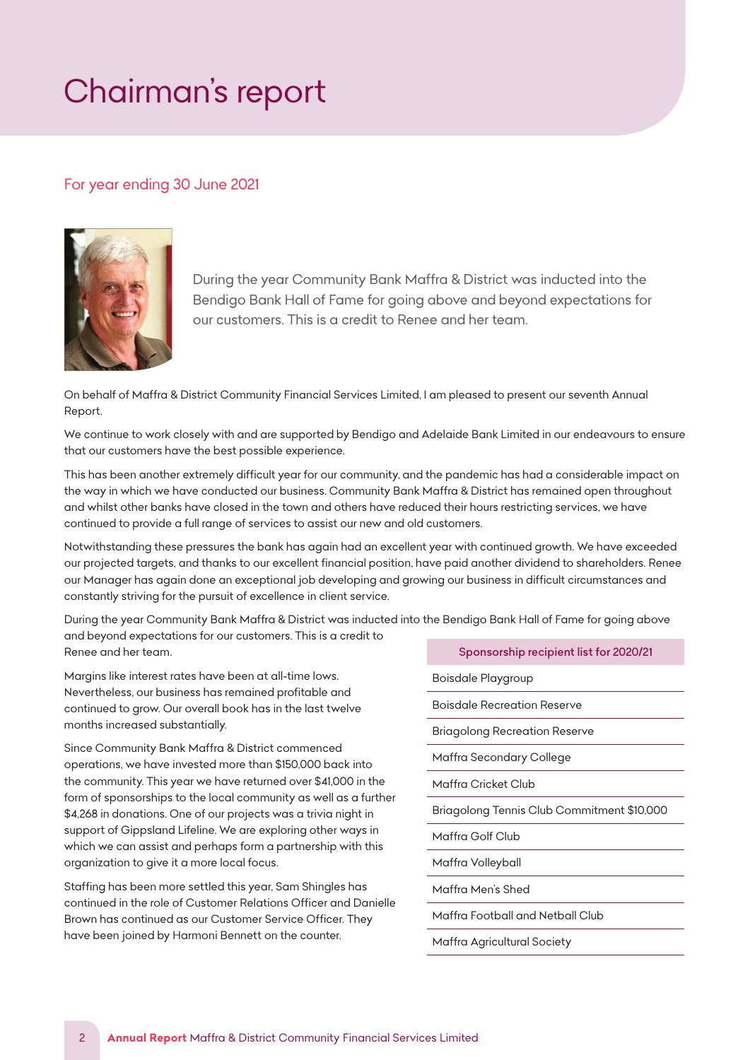# Chairman's report

## For year ending 30 June 2021

During the year Community Bank Maffra & District was inducted into the Bendigo Bank Hall of Fame for going above and beyond expectations for our customers. This is a credit to Renee and her team.

On behalf of Maffra & District Community Financial Services Limited, I am pleased to present our seventh Annual Report.

We continue to work closely with and are supported by Bendigo and Adelaide Bank Limited in our endeavours to ensure that our customers have the best possible experience.

This has been another extremely difficult year for our community, and the pandemic has had a considerable impact on the way in which we have conducted our business. Community Bank Maffra & District has remained open throughout and whilst other banks have closed in the town and others have reduced their hours restricting services, we have continued to provide a full range of services to assist our new and old customers.

Notwithstanding these pressures the bank has again had an excellent year with continued growth. We have exceeded our projected targets, and thanks to our excellent financial position, have paid another dividend to shareholders. Renee our Manager has again done an exceptional job developing and growing our business in difficult circumstances and constantly striving for the pursuit of excellence in client service.

During the year Community Bank Maffra & District was inducted into the Bendigo Bank Hall of Fame for going above and beyond expectations for our customers. This is a credit to Renee and her team.

Margins like interest rates have been at all-time lows. Nevertheless, our business has remained profitable and continued to grow. Our overall book has in the last twelve months increased substantially.

Since Community Bank Maffra & District commenced operations, we have invested more than $150,000 back into the community. This year we have returned over $41,000 in the form of sponsorships to the local community as well as a further $4,268 in donations. One of our projects was a trivia night in support of Gippsland Lifeline. We are exploring other ways in which we can assist and perhaps form a partnership with this organization to give it a more local focus.

Staffing has been more settled this year, Sam Shingles has continued in the role of Customer Relations Officer and Danielle Brown has continued as our Customer Service Officer. They have been joined by Harmoni Bennett on the counter.

| Sponsorship recipient list for 2020/21 |
|---|
| Boisdale Playgroup |
| Boisdale Recreation Reserve |
| Briagolong Recreation Reserve |
| Maffra Secondary College |
| Maffra Cricket Club |
| Briagolong Tennis Club Commitment $10,000 |
| Maffra Golf Club |
| Maffra Volleyball |
| Maffra Men's Shed |
| Maffra Football and Netball Club |
| Maffra Agricultural Society |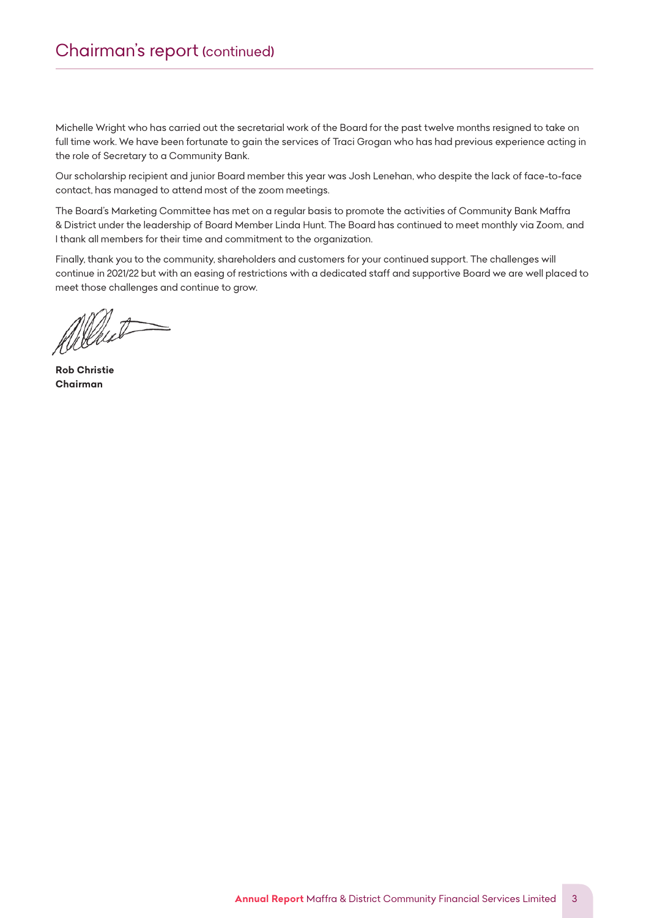# Chairman's report (continued)

Michelle Wright who has carried out the secretarial work of the Board for the past twelve months resigned to take on full time work. We have been fortunate to gain the services of Traci Grogan who has had previous experience acting in the role of Secretary to a Community Bank.

Our scholarship recipient and junior Board member this year was Josh Lenehan, who despite the lack of face-to-face contact, has managed to attend most of the zoom meetings.

The Board's Marketing Committee has met on a regular basis to promote the activities of Community Bank Maffra & District under the leadership of Board Member Linda Hunt. The Board has continued to meet monthly via Zoom, and I thank all members for their time and commitment to the organization.

Finally, thank you to the community, shareholders and customers for your continued support. The challenges will continue in 2021/22 but with an easing of restrictions with a dedicated staff and supportive Board we are well placed to meet those challenges and continue to grow.

**Rob Christie**
**Chairman**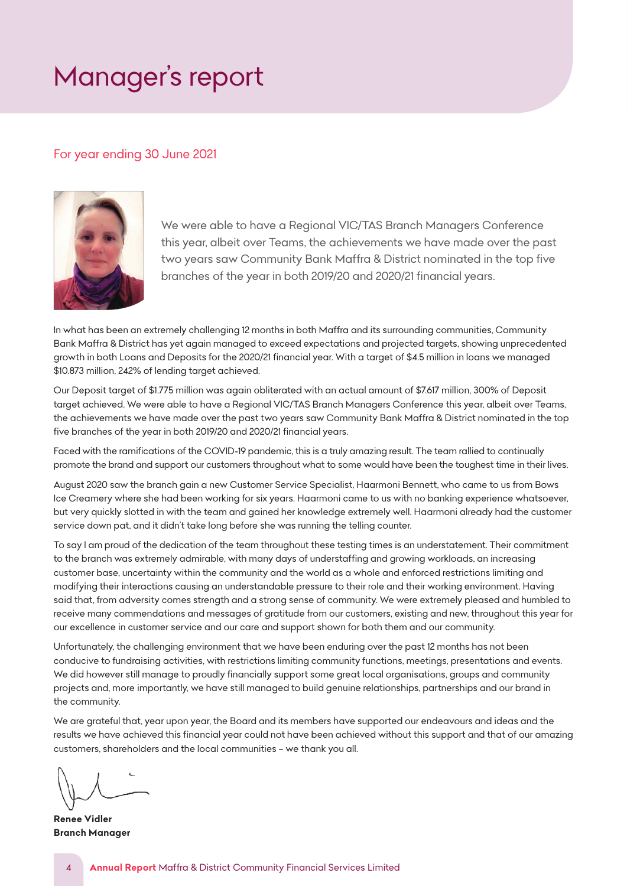# Manager's report

For year ending 30 June 2021

We were able to have a Regional VIC/TAS Branch Managers Conference this year, albeit over Teams, the achievements we have made over the past two years saw Community Bank Maffra & District nominated in the top five branches of the year in both 2019/20 and 2020/21 financial years.

In what has been an extremely challenging 12 months in both Maffra and its surrounding communities, Community Bank Maffra & District has yet again managed to exceed expectations and projected targets, showing unprecedented growth in both Loans and Deposits for the 2020/21 financial year. With a target of $4.5 million in loans we managed $10.873 million, 242% of lending target achieved.

Our Deposit target of $1.775 million was again obliterated with an actual amount of $7.617 million, 300% of Deposit target achieved. We were able to have a Regional VIC/TAS Branch Managers Conference this year, albeit over Teams, the achievements we have made over the past two years saw Community Bank Maffra & District nominated in the top five branches of the year in both 2019/20 and 2020/21 financial years.

Faced with the ramifications of the COVID-19 pandemic, this is a truly amazing result. The team rallied to continually promote the brand and support our customers throughout what to some would have been the toughest time in their lives.

August 2020 saw the branch gain a new Customer Service Specialist, Haarmoni Bennett, who came to us from Bows Ice Creamery where she had been working for six years. Haarmoni came to us with no banking experience whatsoever, but very quickly slotted in with the team and gained her knowledge extremely well. Haarmoni already had the customer service down pat, and it didn't take long before she was running the telling counter.

To say I am proud of the dedication of the team throughout these testing times is an understatement. Their commitment to the branch was extremely admirable, with many days of understaffing and growing workloads, an increasing customer base, uncertainty within the community and the world as a whole and enforced restrictions limiting and modifying their interactions causing an understandable pressure to their role and their working environment. Having said that, from adversity comes strength and a strong sense of community. We were extremely pleased and humbled to receive many commendations and messages of gratitude from our customers, existing and new, throughout this year for our excellence in customer service and our care and support shown for both them and our community.

Unfortunately, the challenging environment that we have been enduring over the past 12 months has not been conducive to fundraising activities, with restrictions limiting community functions, meetings, presentations and events. We did however still manage to proudly financially support some great local organisations, groups and community projects and, more importantly, we have still managed to build genuine relationships, partnerships and our brand in the community.

We are grateful that, year upon year, the Board and its members have supported our endeavours and ideas and the results we have achieved this financial year could not have been achieved without this support and that of our amazing customers, shareholders and the local communities – we thank you all.

**Renee Vidler**
**Branch Manager**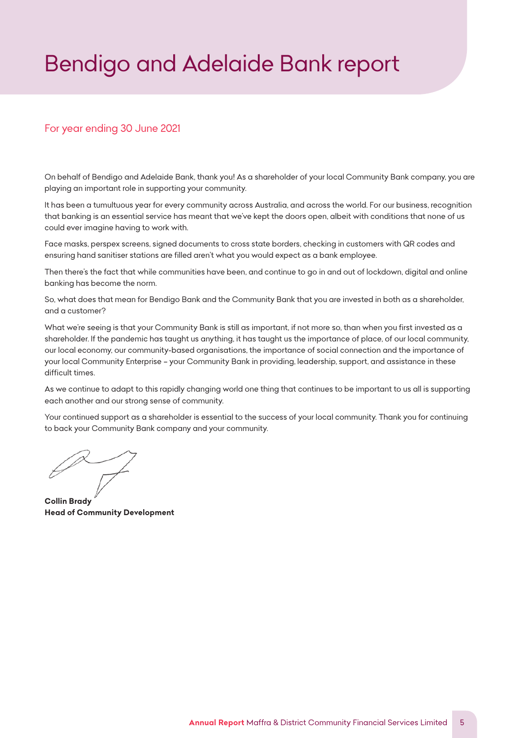# Bendigo and Adelaide Bank report

## For year ending 30 June 2021

On behalf of Bendigo and Adelaide Bank, thank you! As a shareholder of your local Community Bank company, you are playing an important role in supporting your community.

It has been a tumultuous year for every community across Australia, and across the world. For our business, recognition that banking is an essential service has meant that we've kept the doors open, albeit with conditions that none of us could ever imagine having to work with.

Face masks, perspex screens, signed documents to cross state borders, checking in customers with QR codes and ensuring hand sanitiser stations are filled aren't what you would expect as a bank employee.

Then there's the fact that while communities have been, and continue to go in and out of lockdown, digital and online banking has become the norm.

So, what does that mean for Bendigo Bank and the Community Bank that you are invested in both as a shareholder, and a customer?

What we're seeing is that your Community Bank is still as important, if not more so, than when you first invested as a shareholder. If the pandemic has taught us anything, it has taught us the importance of place, of our local community, our local economy, our community-based organisations, the importance of social connection and the importance of your local Community Enterprise – your Community Bank in providing, leadership, support, and assistance in these difficult times.

As we continue to adapt to this rapidly changing world one thing that continues to be important to us all is supporting each another and our strong sense of community.

Your continued support as a shareholder is essential to the success of your local community. Thank you for continuing to back your Community Bank company and your community.

**Collin Brady**
**Head of Community Development**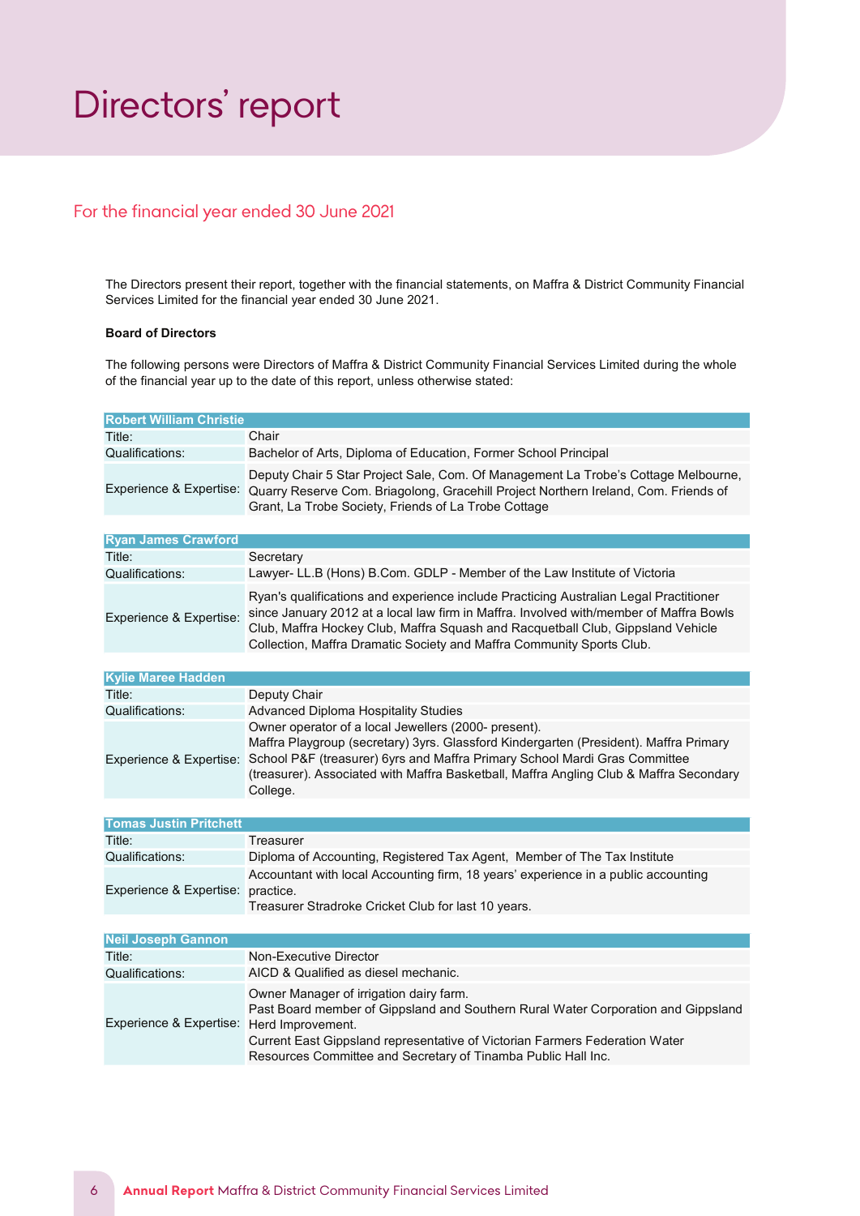# Directors' report

## For the financial year ended 30 June 2021

The Directors present their report, together with the financial statements, on Maffra & District Community Financial Services Limited for the financial year ended 30 June 2021.

**Board of Directors**

The following persons were Directors of Maffra & District Community Financial Services Limited during the whole of the financial year up to the date of this report, unless otherwise stated:

| Robert William Christie | |
|---|---|
| Title: | Chair |
| Qualifications: | Bachelor of Arts, Diploma of Education, Former School Principal |
| Experience & Expertise: | Deputy Chair 5 Star Project Sale, Com. Of Management La Trobe's Cottage Melbourne, Quarry Reserve Com. Briagolong, Gracehill Project Northern Ireland, Com. Friends of Grant, La Trobe Society, Friends of La Trobe Cottage |

| Ryan James Crawford | |
|---|---|
| Title: | Secretary |
| Qualifications: | Lawyer- LL.B (Hons) B.Com. GDLP - Member of the Law Institute of Victoria |
| Experience & Expertise: | Ryan's qualifications and experience include Practicing Australian Legal Practitioner since January 2012 at a local law firm in Maffra. Involved with/member of Maffra Bowls Club, Maffra Hockey Club, Maffra Squash and Racquetball Club, Gippsland Vehicle Collection, Maffra Dramatic Society and Maffra Community Sports Club. |

| Kylie Maree Hadden | |
|---|---|
| Title: | Deputy Chair |
| Qualifications: | Advanced Diploma Hospitality Studies |
| Experience & Expertise: | Owner operator of a local Jewellers (2000- present).<br>Maffra Playgroup (secretary) 3yrs. Glassford Kindergarten (President). Maffra Primary School P&F (treasurer) 6yrs and Maffra Primary School Mardi Gras Committee (treasurer). Associated with Maffra Basketball, Maffra Angling Club & Maffra Secondary College. |

| Tomas Justin Pritchett | |
|---|---|
| Title: | Treasurer |
| Qualifications: | Diploma of Accounting, Registered Tax Agent, Member of The Tax Institute |
| Experience & Expertise: | Accountant with local Accounting firm, 18 years' experience in a public accounting practice.<br>Treasurer Stradroke Cricket Club for last 10 years. |

| Neil Joseph Gannon | |
|---|---|
| Title: | Non-Executive Director |
| Qualifications: | AICD & Qualified as diesel mechanic. |
| Experience & Expertise: | Owner Manager of irrigation dairy farm.<br>Past Board member of Gippsland and Southern Rural Water Corporation and Gippsland Herd Improvement.<br>Current East Gippsland representative of Victorian Farmers Federation Water Resources Committee and Secretary of Tinamba Public Hall Inc. |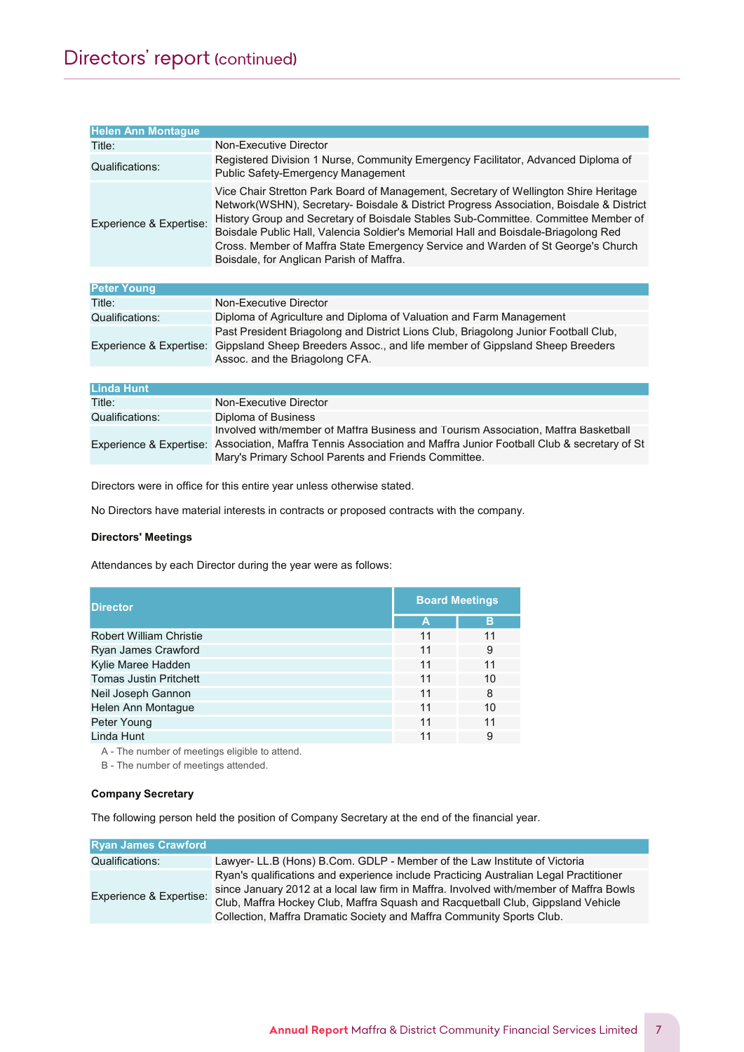## Directors' report (continued)

| Helen Ann Montague | |
|---|---|
| Title: | Non-Executive Director |
| Qualifications: | Registered Division 1 Nurse, Community Emergency Facilitator, Advanced Diploma of Public Safety-Emergency Management |
| Experience & Expertise: | Vice Chair Stretton Park Board of Management, Secretary of Wellington Shire Heritage Network(WSHN), Secretary- Boisdale & District Progress Association, Boisdale & District History Group and Secretary of Boisdale Stables Sub-Committee. Committee Member of Boisdale Public Hall, Valencia Soldier's Memorial Hall and Boisdale-Briagolong Red Cross. Member of Maffra State Emergency Service and Warden of St George's Church Boisdale, for Anglican Parish of Maffra. |

| Peter Young | |
|---|---|
| Title: | Non-Executive Director |
| Qualifications: | Diploma of Agriculture and Diploma of Valuation and Farm Management |
| Experience & Expertise: | Past President Briagolong and District Lions Club, Briagolong Junior Football Club, Gippsland Sheep Breeders Assoc., and life member of Gippsland Sheep Breeders Assoc. and the Briagolong CFA. |

| Linda Hunt | |
|---|---|
| Title: | Non-Executive Director |
| Qualifications: | Diploma of Business |
| Experience & Expertise: | Involved with/member of Maffra Business and Tourism Association, Maffra Basketball Association, Maffra Tennis Association and Maffra Junior Football Club & secretary of St Mary's Primary School Parents and Friends Committee. |

Directors were in office for this entire year unless otherwise stated.

No Directors have material interests in contracts or proposed contracts with the company.

**Directors' Meetings**

Attendances by each Director during the year were as follows:

| Director | Board Meetings | |
|---|---|---|
| | A | B |
| Robert William Christie | 11 | 11 |
| Ryan James Crawford | 11 | 9 |
| Kylie Maree Hadden | 11 | 11 |
| Tomas Justin Pritchett | 11 | 10 |
| Neil Joseph Gannon | 11 | 8 |
| Helen Ann Montague | 11 | 10 |
| Peter Young | 11 | 11 |
| Linda Hunt | 11 | 9 |

A - The number of meetings eligible to attend.
B - The number of meetings attended.

**Company Secretary**

The following person held the position of Company Secretary at the end of the financial year.

| Ryan James Crawford | |
|---|---|
| Qualifications: | Lawyer- LL.B (Hons) B.Com. GDLP - Member of the Law Institute of Victoria |
| Experience & Expertise: | Ryan's qualifications and experience include Practicing Australian Legal Practitioner since January 2012 at a local law firm in Maffra. Involved with/member of Maffra Bowls Club, Maffra Hockey Club, Maffra Squash and Racquetball Club, Gippsland Vehicle Collection, Maffra Dramatic Society and Maffra Community Sports Club. |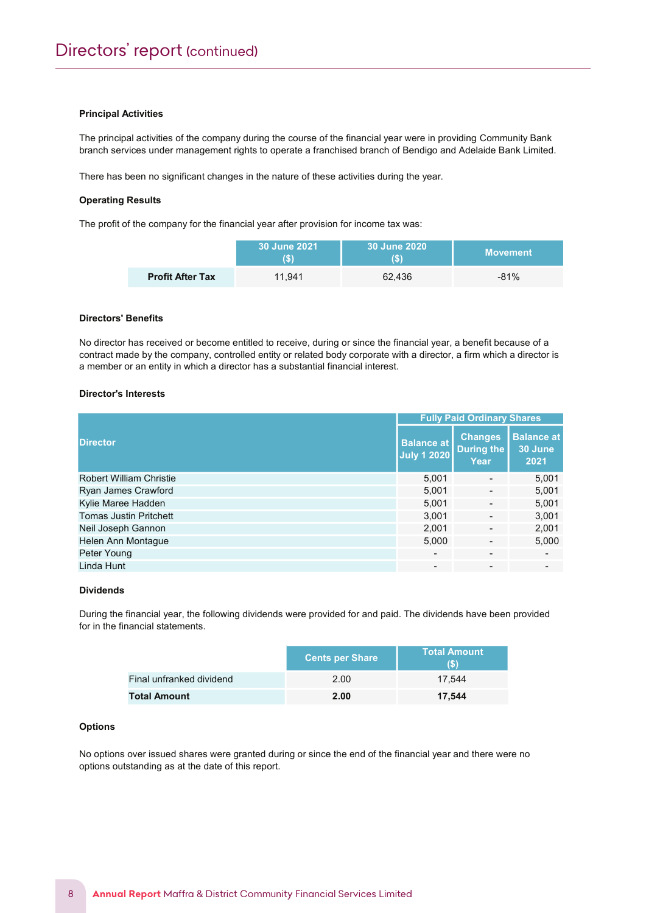# Directors' report (continued)

**Principal Activities**

The principal activities of the company during the course of the financial year were in providing Community Bank branch services under management rights to operate a franchised branch of Bendigo and Adelaide Bank Limited.

There has been no significant changes in the nature of these activities during the year.

**Operating Results**

The profit of the company for the financial year after provision for income tax was:

| | 30 June 2021 ($) | 30 June 2020 ($) | Movement |
|---|---|---|---|
| **Profit After Tax** | 11,941 | 62,436 | -81% |

**Directors' Benefits**

No director has received or become entitled to receive, during or since the financial year, a benefit because of a contract made by the company, controlled entity or related body corporate with a director, a firm which a director is a member or an entity in which a director has a substantial financial interest.

**Director's Interests**

| Director | Fully Paid Ordinary Shares | | |
|---|---|---|---|
| | Balance at July 1 2020 | Changes During the Year | Balance at 30 June 2021 |
| Robert William Christie | 5,001 | - | 5,001 |
| Ryan James Crawford | 5,001 | - | 5,001 |
| Kylie Maree Hadden | 5,001 | - | 5,001 |
| Tomas Justin Pritchett | 3,001 | - | 3,001 |
| Neil Joseph Gannon | 2,001 | - | 2,001 |
| Helen Ann Montague | 5,000 | - | 5,000 |
| Peter Young | - | - | - |
| Linda Hunt | - | - | - |

**Dividends**

During the financial year, the following dividends were provided for and paid. The dividends have been provided for in the financial statements.

| | Cents per Share | Total Amount ($) |
|---|---|---|
| Final unfranked dividend | 2.00 | 17,544 |
| **Total Amount** | **2.00** | **17,544** |

**Options**

No options over issued shares were granted during or since the end of the financial year and there were no options outstanding as at the date of this report.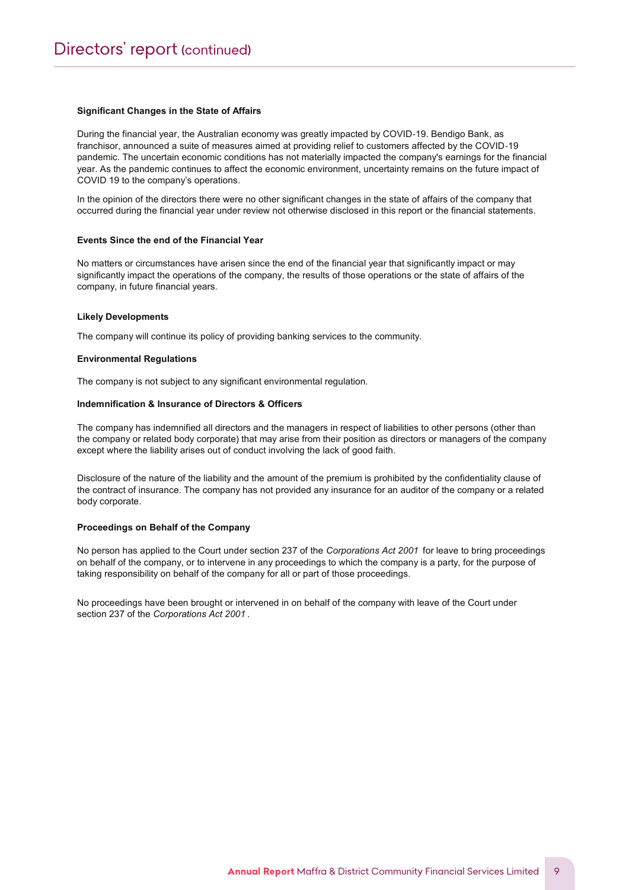## Significant Changes in the State of Affairs

During the financial year, the Australian economy was greatly impacted by COVID-19. Bendigo Bank, as franchisor, announced a suite of measures aimed at providing relief to customers affected by the COVID-19 pandemic. The uncertain economic conditions has not materially impacted the company's earnings for the financial year. As the pandemic continues to affect the economic environment, uncertainty remains on the future impact of COVID 19 to the company's operations.

In the opinion of the directors there were no other significant changes in the state of affairs of the company that occurred during the financial year under review not otherwise disclosed in this report or the financial statements.

## Events Since the end of the Financial Year

No matters or circumstances have arisen since the end of the financial year that significantly impact or may significantly impact the operations of the company, the results of those operations or the state of affairs of the company, in future financial years.

## Likely Developments

The company will continue its policy of providing banking services to the community.

## Environmental Regulations

The company is not subject to any significant environmental regulation.

## Indemnification & Insurance of Directors & Officers

The company has indemnified all directors and the managers in respect of liabilities to other persons (other than the company or related body corporate) that may arise from their position as directors or managers of the company except where the liability arises out of conduct involving the lack of good faith.

Disclosure of the nature of the liability and the amount of the premium is prohibited by the confidentiality clause of the contract of insurance. The company has not provided any insurance for an auditor of the company or a related body corporate.

## Proceedings on Behalf of the Company

No person has applied to the Court under section 237 of the *Corporations Act 2001* for leave to bring proceedings on behalf of the company, or to intervene in any proceedings to which the company is a party, for the purpose of taking responsibility on behalf of the company for all or part of those proceedings.

No proceedings have been brought or intervened in on behalf of the company with leave of the Court under section 237 of the *Corporations Act 2001* .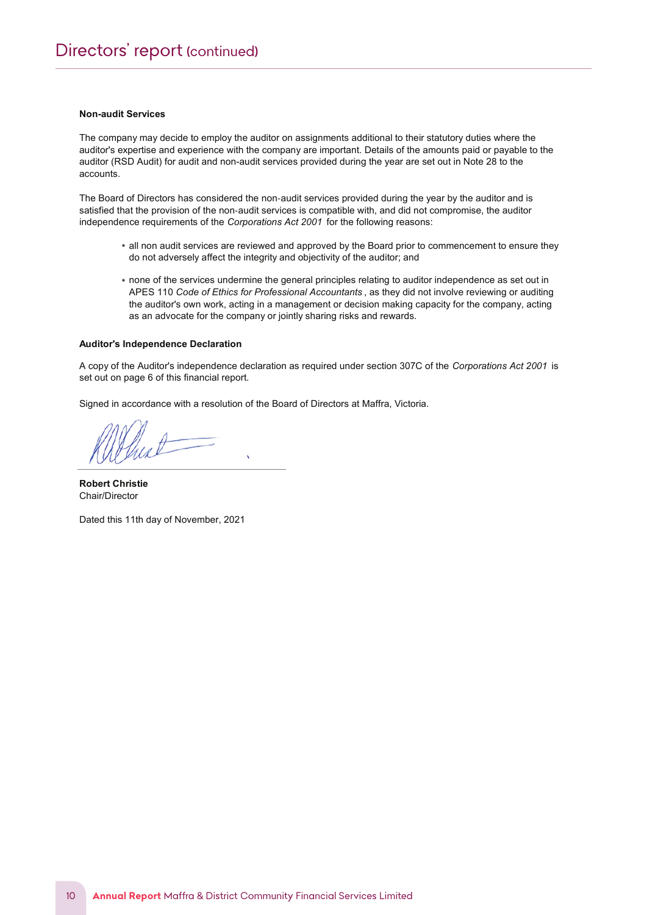# Directors' report (continued)

**Non-audit Services**

The company may decide to employ the auditor on assignments additional to their statutory duties where the auditor's expertise and experience with the company are important. Details of the amounts paid or payable to the auditor (RSD Audit) for audit and non-audit services provided during the year are set out in Note 28 to the accounts.

The Board of Directors has considered the non-audit services provided during the year by the auditor and is satisfied that the provision of the non-audit services is compatible with, and did not compromise, the auditor independence requirements of the *Corporations Act 2001* for the following reasons:

- all non audit services are reviewed and approved by the Board prior to commencement to ensure they do not adversely affect the integrity and objectivity of the auditor; and

- none of the services undermine the general principles relating to auditor independence as set out in APES 110 *Code of Ethics for Professional Accountants* , as they did not involve reviewing or auditing the auditor's own work, acting in a management or decision making capacity for the company, acting as an advocate for the company or jointly sharing risks and rewards.

**Auditor's Independence Declaration**

A copy of the Auditor's independence declaration as required under section 307C of the *Corporations Act 2001* is set out on page 6 of this financial report.

Signed in accordance with a resolution of the Board of Directors at Maffra, Victoria.

**Robert Christie**
Chair/Director

Dated this 11th day of November, 2021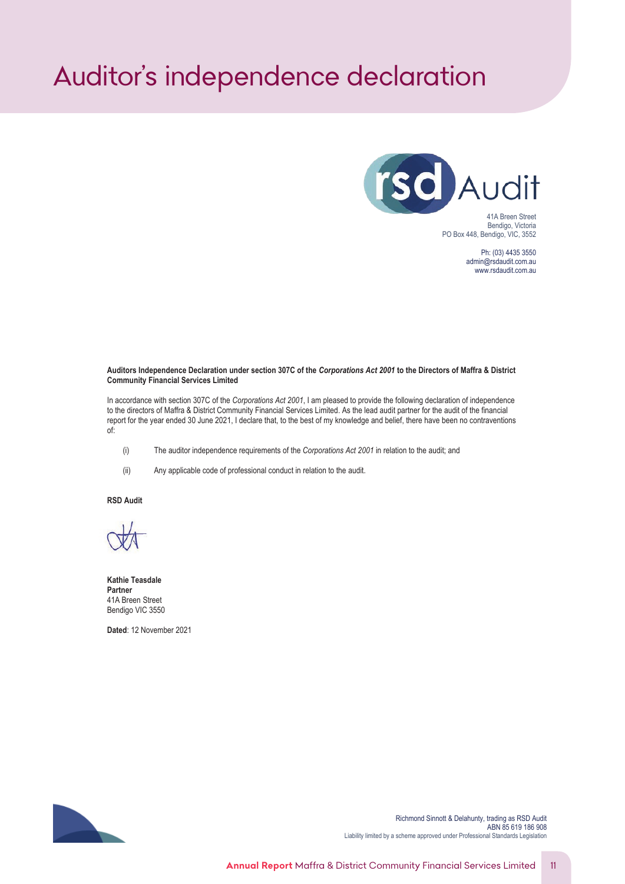# Auditor's independence declaration

rsd Audit

41A Breen Street
Bendigo, Victoria
PO Box 448, Bendigo, VIC, 3552

Ph: (03) 4435 3550
admin@rsdaudit.com.au
www.rsdaudit.com.au

**Auditors Independence Declaration under section 307C of the *Corporations Act 2001* to the Directors of Maffra & District Community Financial Services Limited**

In accordance with section 307C of the *Corporations Act 2001*, I am pleased to provide the following declaration of independence to the directors of Maffra & District Community Financial Services Limited. As the lead audit partner for the audit of the financial report for the year ended 30 June 2021, I declare that, to the best of my knowledge and belief, there have been no contraventions of:

(i) The auditor independence requirements of the *Corporations Act 2001* in relation to the audit; and

(ii) Any applicable code of professional conduct in relation to the audit.

**RSD Audit**

**Kathie Teasdale**
**Partner**
41A Breen Street
Bendigo VIC 3550

**Dated**: 12 November 2021

Richmond Sinnott & Delahunty, trading as RSD Audit
ABN 85 619 186 908
Liability limited by a scheme approved under Professional Standards Legislation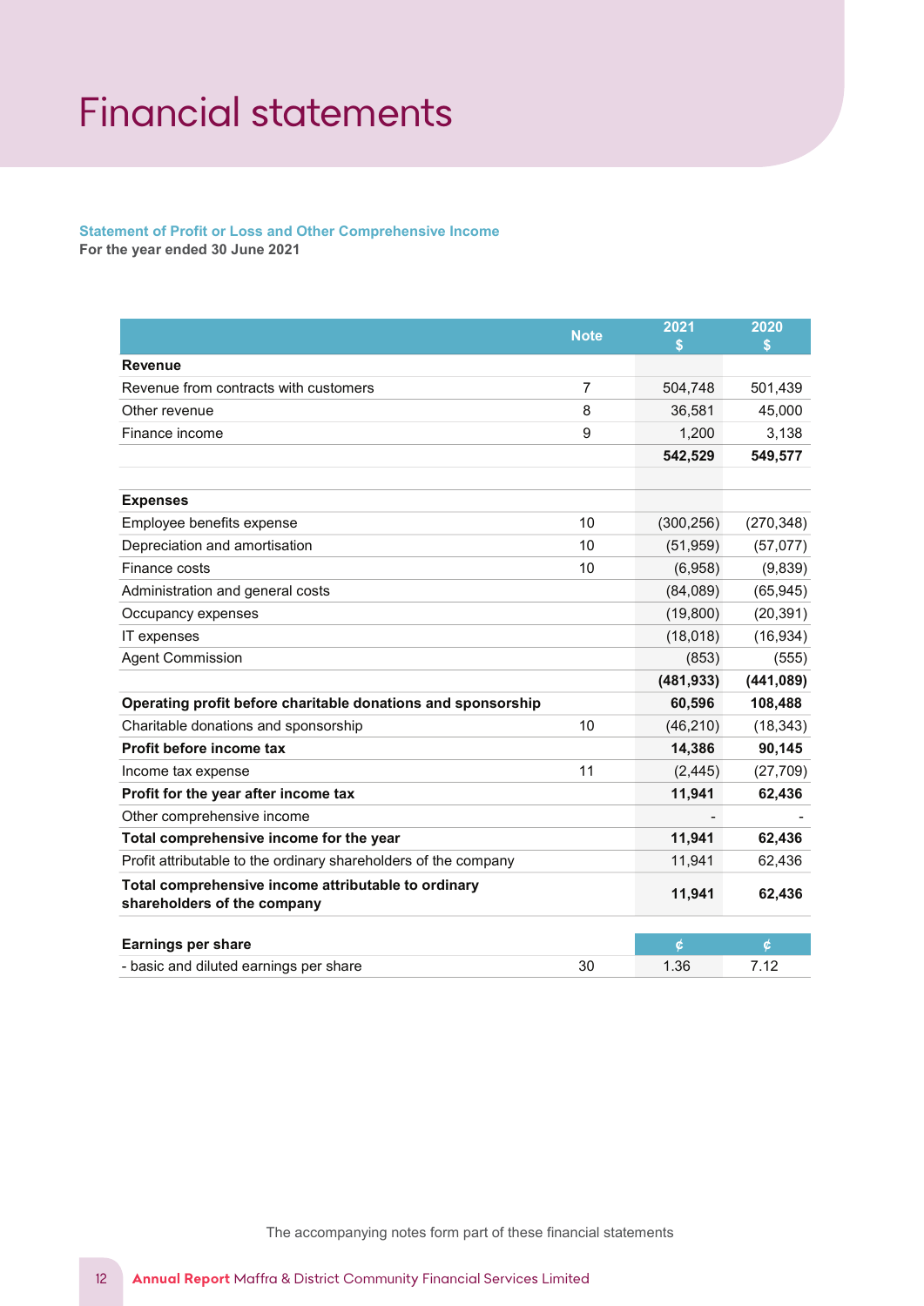# Financial statements

**Statement of Profit or Loss and Other Comprehensive Income**
**For the year ended 30 June 2021**

| | Note | 2021 $ | 2020 $ |
|---|---|---|---|
| **Revenue** | | | |
| Revenue from contracts with customers | 7 | 504,748 | 501,439 |
| Other revenue | 8 | 36,581 | 45,000 |
| Finance income | 9 | 1,200 | 3,138 |
| | | **542,529** | **549,577** |
| | | | |
| **Expenses** | | | |
| Employee benefits expense | 10 | (300,256) | (270,348) |
| Depreciation and amortisation | 10 | (51,959) | (57,077) |
| Finance costs | 10 | (6,958) | (9,839) |
| Administration and general costs | | (84,089) | (65,945) |
| Occupancy expenses | | (19,800) | (20,391) |
| IT expenses | | (18,018) | (16,934) |
| Agent Commission | | (853) | (555) |
| | | **(481,933)** | **(441,089)** |
| **Operating profit before charitable donations and sponsorship** | | **60,596** | **108,488** |
| Charitable donations and sponsorship | 10 | (46,210) | (18,343) |
| **Profit before income tax** | | **14,386** | **90,145** |
| Income tax expense | 11 | (2,445) | (27,709) |
| **Profit for the year after income tax** | | **11,941** | **62,436** |
| Other comprehensive income | | - | - |
| **Total comprehensive income for the year** | | **11,941** | **62,436** |
| Profit attributable to the ordinary shareholders of the company | | 11,941 | 62,436 |
| **Total comprehensive income attributable to ordinary shareholders of the company** | | **11,941** | **62,436** |
| | | | |
| **Earnings per share** | | ¢ | ¢ |
| - basic and diluted earnings per share | 30 | 1.36 | 7.12 |

The accompanying notes form part of these financial statements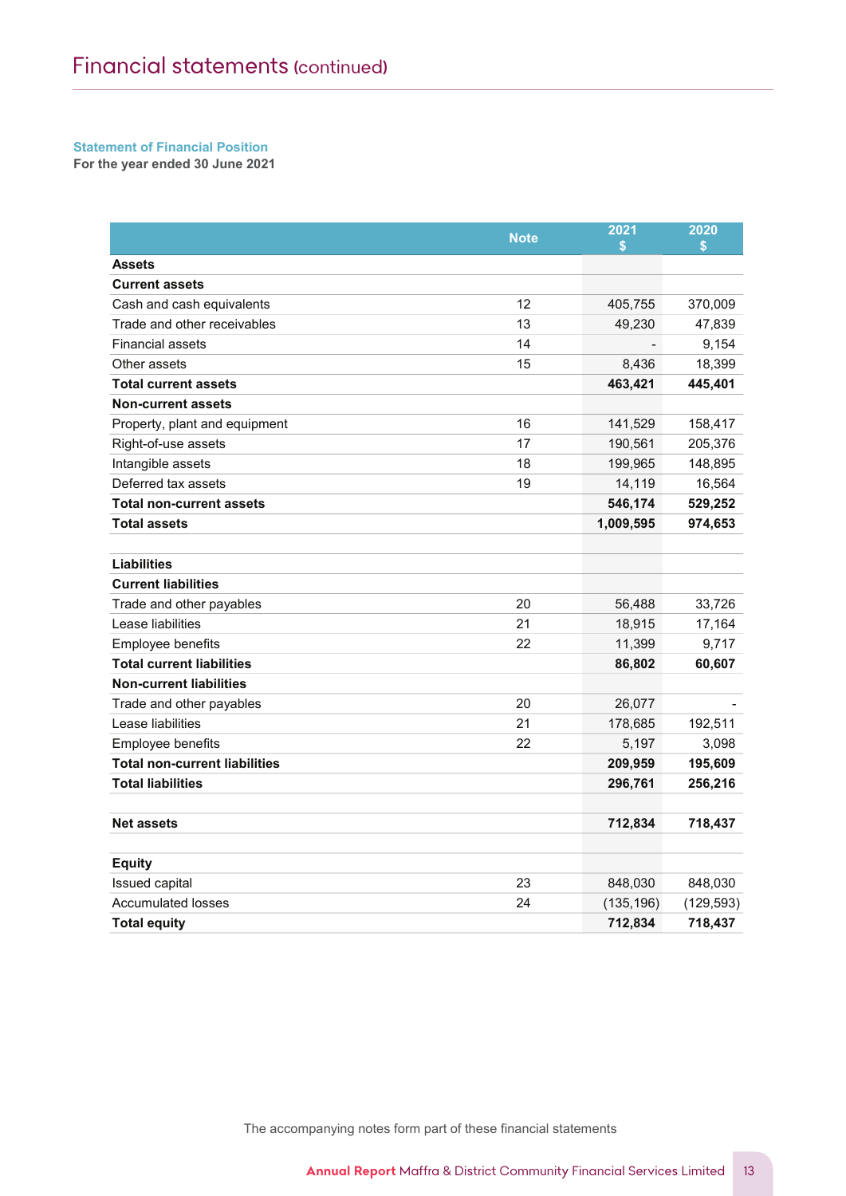# Financial statements (continued)

### Statement of Financial Position

**For the year ended 30 June 2021**

| | Note | 2021 $ | 2020 $ |
|---|---|---|---|
| **Assets** | | | |
| **Current assets** | | | |
| Cash and cash equivalents | 12 | 405,755 | 370,009 |
| Trade and other receivables | 13 | 49,230 | 47,839 |
| Financial assets | 14 | - | 9,154 |
| Other assets | 15 | 8,436 | 18,399 |
| **Total current assets** | | **463,421** | **445,401** |
| **Non-current assets** | | | |
| Property, plant and equipment | 16 | 141,529 | 158,417 |
| Right-of-use assets | 17 | 190,561 | 205,376 |
| Intangible assets | 18 | 199,965 | 148,895 |
| Deferred tax assets | 19 | 14,119 | 16,564 |
| **Total non-current assets** | | **546,174** | **529,252** |
| **Total assets** | | **1,009,595** | **974,653** |
| | | | |
| **Liabilities** | | | |
| **Current liabilities** | | | |
| Trade and other payables | 20 | 56,488 | 33,726 |
| Lease liabilities | 21 | 18,915 | 17,164 |
| Employee benefits | 22 | 11,399 | 9,717 |
| **Total current liabilities** | | **86,802** | **60,607** |
| **Non-current liabilities** | | | |
| Trade and other payables | 20 | 26,077 | - |
| Lease liabilities | 21 | 178,685 | 192,511 |
| Employee benefits | 22 | 5,197 | 3,098 |
| **Total non-current liabilities** | | **209,959** | **195,609** |
| **Total liabilities** | | **296,761** | **256,216** |
| | | | |
| **Net assets** | | **712,834** | **718,437** |
| | | | |
| **Equity** | | | |
| Issued capital | 23 | 848,030 | 848,030 |
| Accumulated losses | 24 | (135,196) | (129,593) |
| **Total equity** | | **712,834** | **718,437** |

The accompanying notes form part of these financial statements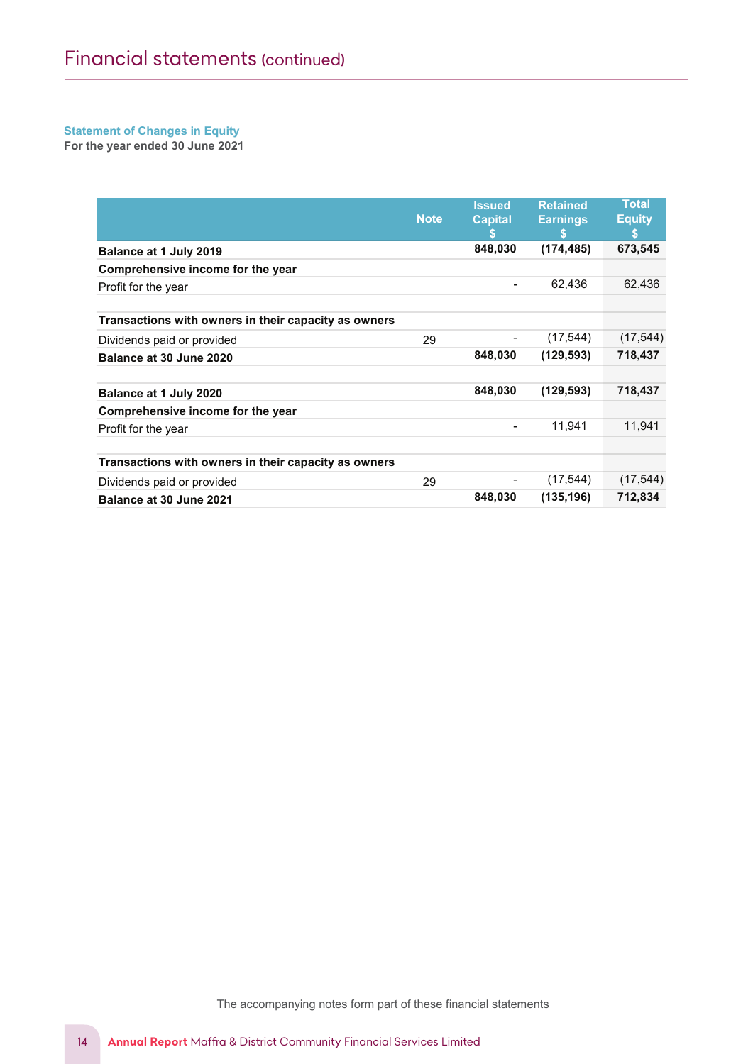# Financial statements (continued)

**Statement of Changes in Equity**
**For the year ended 30 June 2021**

| | Note | Issued Capital $ | Retained Earnings $ | Total Equity $ |
|---|---|---|---|---|
| **Balance at 1 July 2019** | | **848,030** | **(174,485)** | **673,545** |
| **Comprehensive income for the year** | | | | |
| Profit for the year | | - | 62,436 | 62,436 |
| | | | | |
| **Transactions with owners in their capacity as owners** | | | | |
| Dividends paid or provided | 29 | - | (17,544) | (17,544) |
| **Balance at 30 June 2020** | | **848,030** | **(129,593)** | **718,437** |
| | | | | |
| **Balance at 1 July 2020** | | **848,030** | **(129,593)** | **718,437** |
| **Comprehensive income for the year** | | | | |
| Profit for the year | | - | 11,941 | 11,941 |
| | | | | |
| **Transactions with owners in their capacity as owners** | | | | |
| Dividends paid or provided | 29 | - | (17,544) | (17,544) |
| **Balance at 30 June 2021** | | **848,030** | **(135,196)** | **712,834** |

The accompanying notes form part of these financial statements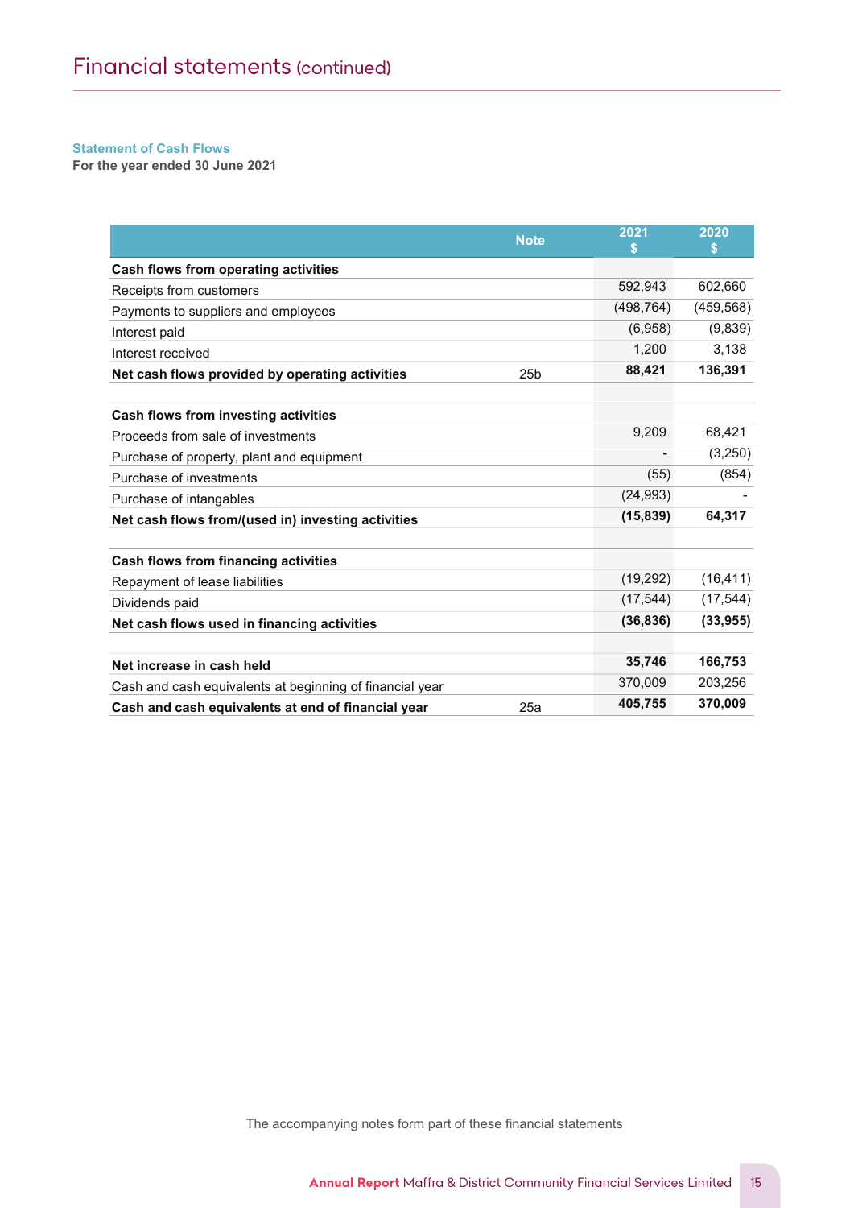# Financial statements (continued)

**Statement of Cash Flows**
**For the year ended 30 June 2021**

| | Note | 2021 $ | 2020 $ |
|---|---|---|---|
| **Cash flows from operating activities** | | | |
| Receipts from customers | | 592,943 | 602,660 |
| Payments to suppliers and employees | | (498,764) | (459,568) |
| Interest paid | | (6,958) | (9,839) |
| Interest received | | 1,200 | 3,138 |
| **Net cash flows provided by operating activities** | 25b | **88,421** | **136,391** |
| | | | |
| **Cash flows from investing activities** | | | |
| Proceeds from sale of investments | | 9,209 | 68,421 |
| Purchase of property, plant and equipment | | - | (3,250) |
| Purchase of investments | | (55) | (854) |
| Purchase of intangables | | (24,993) | - |
| **Net cash flows from/(used in) investing activities** | | **(15,839)** | **64,317** |
| | | | |
| **Cash flows from financing activities** | | | |
| Repayment of lease liabilities | | (19,292) | (16,411) |
| Dividends paid | | (17,544) | (17,544) |
| **Net cash flows used in financing activities** | | **(36,836)** | **(33,955)** |
| | | | |
| **Net increase in cash held** | | **35,746** | **166,753** |
| Cash and cash equivalents at beginning of financial year | | 370,009 | 203,256 |
| **Cash and cash equivalents at end of financial year** | 25a | **405,755** | **370,009** |

The accompanying notes form part of these financial statements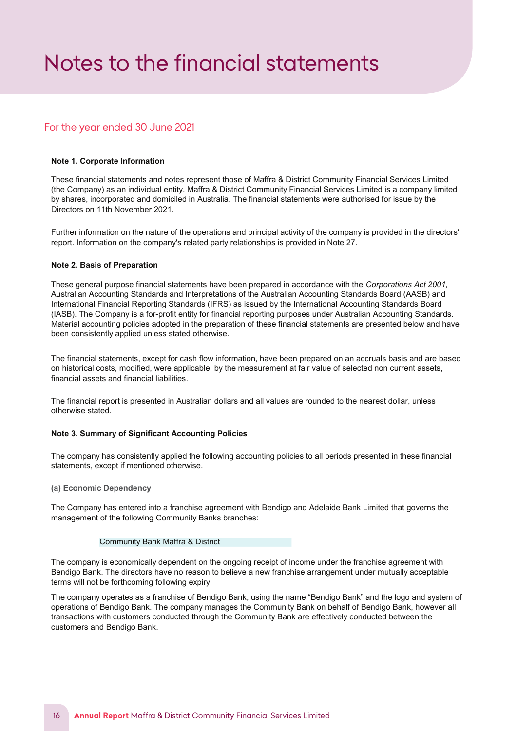# Notes to the financial statements

## For the year ended 30 June 2021

### Note 1. Corporate Information

These financial statements and notes represent those of Maffra & District Community Financial Services Limited (the Company) as an individual entity. Maffra & District Community Financial Services Limited is a company limited by shares, incorporated and domiciled in Australia. The financial statements were authorised for issue by the Directors on 11th November 2021.

Further information on the nature of the operations and principal activity of the company is provided in the directors' report. Information on the company's related party relationships is provided in Note 27.

### Note 2. Basis of Preparation

These general purpose financial statements have been prepared in accordance with the *Corporations Act 2001,* Australian Accounting Standards and Interpretations of the Australian Accounting Standards Board (AASB) and International Financial Reporting Standards (IFRS) as issued by the International Accounting Standards Board (IASB). The Company is a for-profit entity for financial reporting purposes under Australian Accounting Standards. Material accounting policies adopted in the preparation of these financial statements are presented below and have been consistently applied unless stated otherwise.

The financial statements, except for cash flow information, have been prepared on an accruals basis and are based on historical costs, modified, were applicable, by the measurement at fair value of selected non current assets, financial assets and financial liabilities.

The financial report is presented in Australian dollars and all values are rounded to the nearest dollar, unless otherwise stated.

### Note 3. Summary of Significant Accounting Policies

The company has consistently applied the following accounting policies to all periods presented in these financial statements, except if mentioned otherwise.

#### (a) Economic Dependency

The Company has entered into a franchise agreement with Bendigo and Adelaide Bank Limited that governs the management of the following Community Banks branches:

Community Bank Maffra & District

The company is economically dependent on the ongoing receipt of income under the franchise agreement with Bendigo Bank. The directors have no reason to believe a new franchise arrangement under mutually acceptable terms will not be forthcoming following expiry.

The company operates as a franchise of Bendigo Bank, using the name "Bendigo Bank" and the logo and system of operations of Bendigo Bank. The company manages the Community Bank on behalf of Bendigo Bank, however all transactions with customers conducted through the Community Bank are effectively conducted between the customers and Bendigo Bank.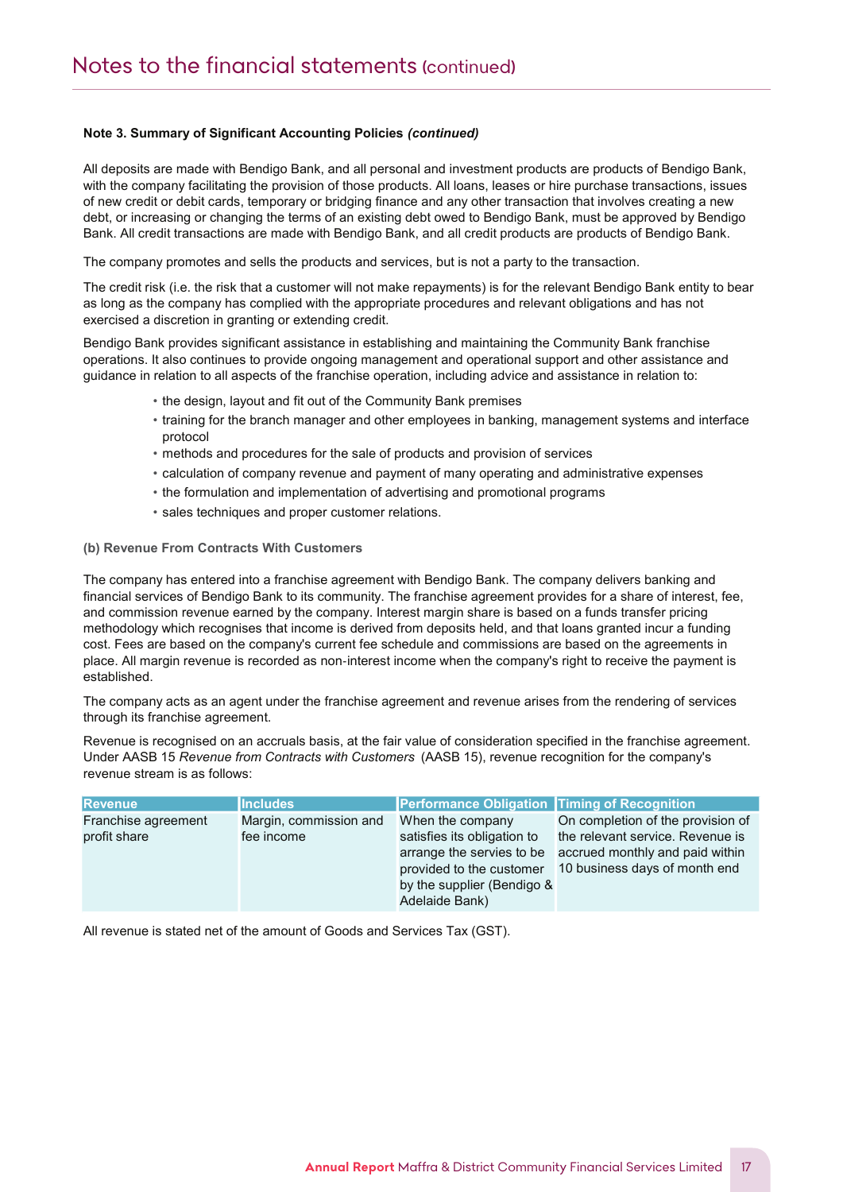# Notes to the financial statements (continued)

**Note 3. Summary of Significant Accounting Policies *(continued)***

All deposits are made with Bendigo Bank, and all personal and investment products are products of Bendigo Bank, with the company facilitating the provision of those products. All loans, leases or hire purchase transactions, issues of new credit or debit cards, temporary or bridging finance and any other transaction that involves creating a new debt, or increasing or changing the terms of an existing debt owed to Bendigo Bank, must be approved by Bendigo Bank. All credit transactions are made with Bendigo Bank, and all credit products are products of Bendigo Bank.

The company promotes and sells the products and services, but is not a party to the transaction.

The credit risk (i.e. the risk that a customer will not make repayments) is for the relevant Bendigo Bank entity to bear as long as the company has complied with the appropriate procedures and relevant obligations and has not exercised a discretion in granting or extending credit.

Bendigo Bank provides significant assistance in establishing and maintaining the Community Bank franchise operations. It also continues to provide ongoing management and operational support and other assistance and guidance in relation to all aspects of the franchise operation, including advice and assistance in relation to:

- the design, layout and fit out of the Community Bank premises
- training for the branch manager and other employees in banking, management systems and interface protocol
- methods and procedures for the sale of products and provision of services
- calculation of company revenue and payment of many operating and administrative expenses
- the formulation and implementation of advertising and promotional programs
- sales techniques and proper customer relations.

**(b) Revenue From Contracts With Customers**

The company has entered into a franchise agreement with Bendigo Bank. The company delivers banking and financial services of Bendigo Bank to its community. The franchise agreement provides for a share of interest, fee, and commission revenue earned by the company. Interest margin share is based on a funds transfer pricing methodology which recognises that income is derived from deposits held, and that loans granted incur a funding cost. Fees are based on the company's current fee schedule and commissions are based on the agreements in place. All margin revenue is recorded as non-interest income when the company's right to receive the payment is established.

The company acts as an agent under the franchise agreement and revenue arises from the rendering of services through its franchise agreement.

Revenue is recognised on an accruals basis, at the fair value of consideration specified in the franchise agreement. Under AASB 15 *Revenue from Contracts with Customers* (AASB 15), revenue recognition for the company's revenue stream is as follows:

| Revenue | Includes | Performance Obligation | Timing of Recognition |
|---|---|---|---|
| Franchise agreement profit share | Margin, commission and fee income | When the company satisfies its obligation to arrange the servies to be provided to the customer by the supplier (Bendigo & Adelaide Bank) | On completion of the provision of the relevant service. Revenue is accrued monthly and paid within 10 business days of month end |

All revenue is stated net of the amount of Goods and Services Tax (GST).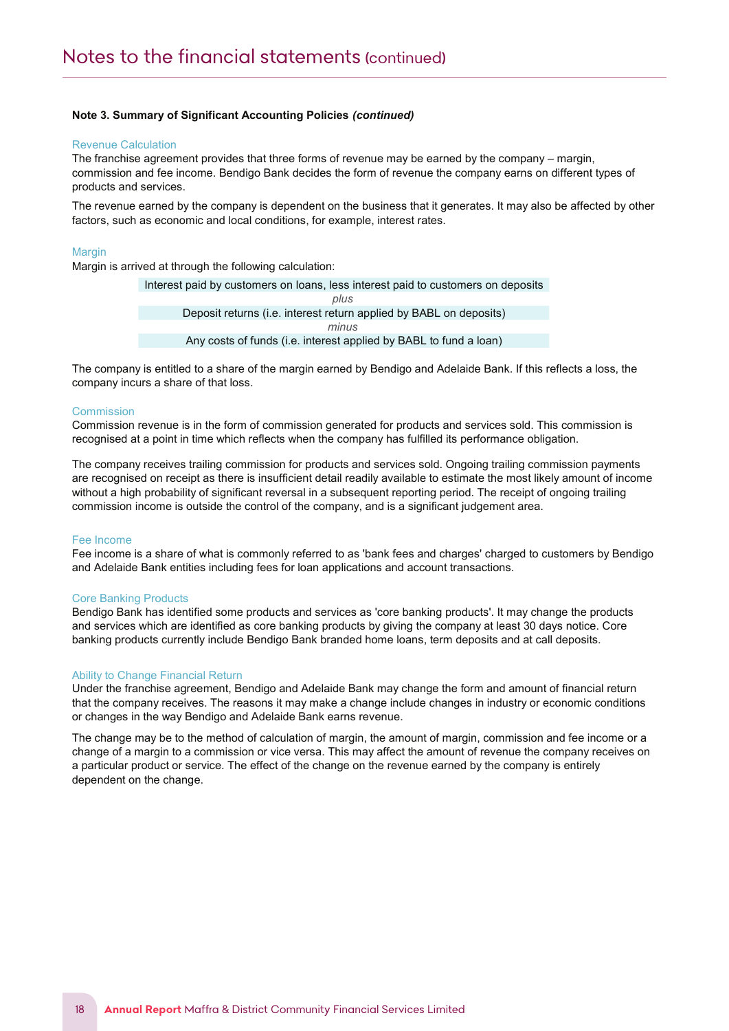### Note 3. Summary of Significant Accounting Policies *(continued)*

#### Revenue Calculation

The franchise agreement provides that three forms of revenue may be earned by the company – margin, commission and fee income. Bendigo Bank decides the form of revenue the company earns on different types of products and services.

The revenue earned by the company is dependent on the business that it generates. It may also be affected by other factors, such as economic and local conditions, for example, interest rates.

#### Margin

Margin is arrived at through the following calculation:

| Interest paid by customers on loans, less interest paid to customers on deposits |
|---|
| *plus* |
| Deposit returns (i.e. interest return applied by BABL on deposits) |
| *minus* |
| Any costs of funds (i.e. interest applied by BABL to fund a loan) |

The company is entitled to a share of the margin earned by Bendigo and Adelaide Bank. If this reflects a loss, the company incurs a share of that loss.

#### Commission

Commission revenue is in the form of commission generated for products and services sold. This commission is recognised at a point in time which reflects when the company has fulfilled its performance obligation.

The company receives trailing commission for products and services sold. Ongoing trailing commission payments are recognised on receipt as there is insufficient detail readily available to estimate the most likely amount of income without a high probability of significant reversal in a subsequent reporting period. The receipt of ongoing trailing commission income is outside the control of the company, and is a significant judgement area.

#### Fee Income

Fee income is a share of what is commonly referred to as 'bank fees and charges' charged to customers by Bendigo and Adelaide Bank entities including fees for loan applications and account transactions.

#### Core Banking Products

Bendigo Bank has identified some products and services as 'core banking products'. It may change the products and services which are identified as core banking products by giving the company at least 30 days notice. Core banking products currently include Bendigo Bank branded home loans, term deposits and at call deposits.

#### Ability to Change Financial Return

Under the franchise agreement, Bendigo and Adelaide Bank may change the form and amount of financial return that the company receives. The reasons it may make a change include changes in industry or economic conditions or changes in the way Bendigo and Adelaide Bank earns revenue.

The change may be to the method of calculation of margin, the amount of margin, commission and fee income or a change of a margin to a commission or vice versa. This may affect the amount of revenue the company receives on a particular product or service. The effect of the change on the revenue earned by the company is entirely dependent on the change.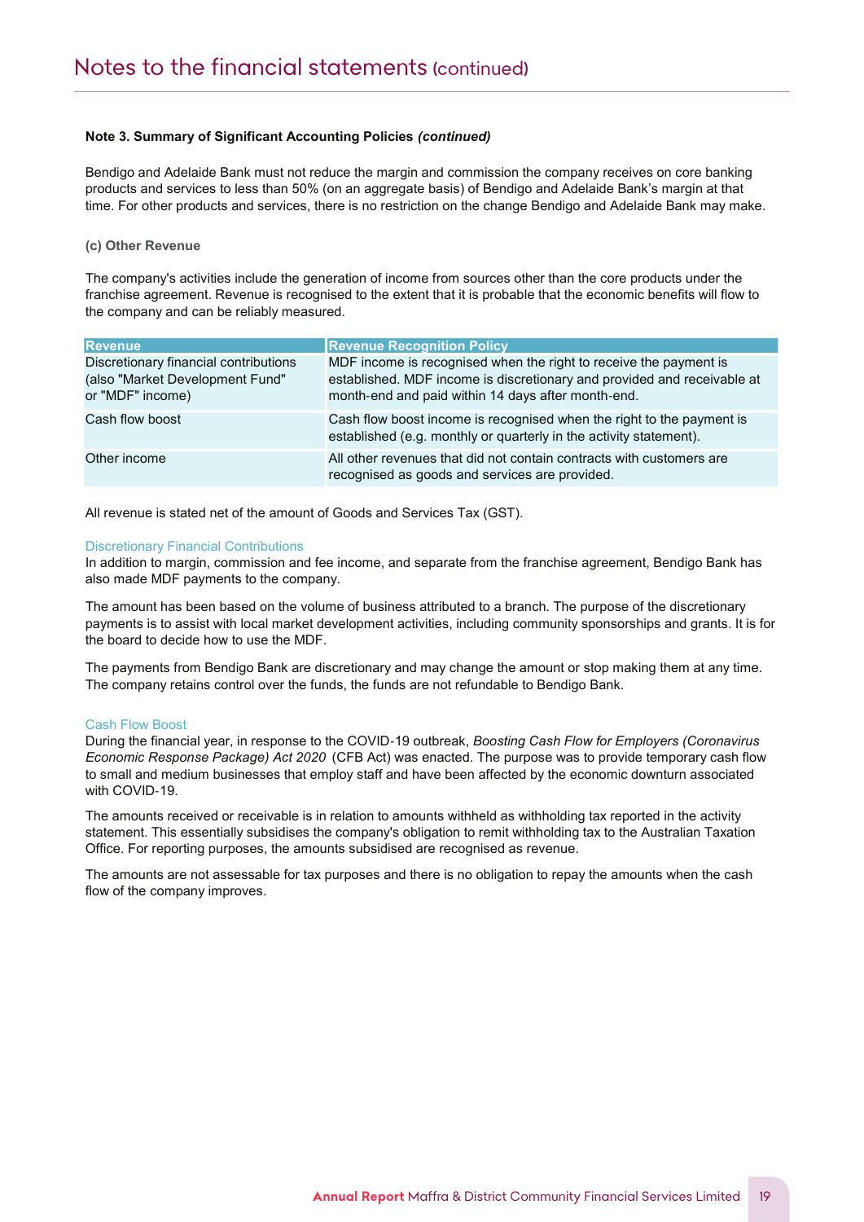# Notes to the financial statements (continued)

**Note 3. Summary of Significant Accounting Policies *(continued)***

Bendigo and Adelaide Bank must not reduce the margin and commission the company receives on core banking products and services to less than 50% (on an aggregate basis) of Bendigo and Adelaide Bank's margin at that time. For other products and services, there is no restriction on the change Bendigo and Adelaide Bank may make.

**(c) Other Revenue**

The company's activities include the generation of income from sources other than the core products under the franchise agreement. Revenue is recognised to the extent that it is probable that the economic benefits will flow to the company and can be reliably measured.

| Revenue | Revenue Recognition Policy |
|---|---|
| Discretionary financial contributions (also "Market Development Fund" or "MDF" income) | MDF income is recognised when the right to receive the payment is established. MDF income is discretionary and provided and receivable at month-end and paid within 14 days after month-end. |
| Cash flow boost | Cash flow boost income is recognised when the right to the payment is established (e.g. monthly or quarterly in the activity statement). |
| Other income | All other revenues that did not contain contracts with customers are recognised as goods and services are provided. |

All revenue is stated net of the amount of Goods and Services Tax (GST).

### Discretionary Financial Contributions

In addition to margin, commission and fee income, and separate from the franchise agreement, Bendigo Bank has also made MDF payments to the company.

The amount has been based on the volume of business attributed to a branch. The purpose of the discretionary payments is to assist with local market development activities, including community sponsorships and grants. It is for the board to decide how to use the MDF.

The payments from Bendigo Bank are discretionary and may change the amount or stop making them at any time. The company retains control over the funds, the funds are not refundable to Bendigo Bank.

### Cash Flow Boost

During the financial year, in response to the COVID-19 outbreak, *Boosting Cash Flow for Employers (Coronavirus Economic Response Package) Act 2020* (CFB Act) was enacted. The purpose was to provide temporary cash flow to small and medium businesses that employ staff and have been affected by the economic downturn associated with COVID-19.

The amounts received or receivable is in relation to amounts withheld as withholding tax reported in the activity statement. This essentially subsidises the company's obligation to remit withholding tax to the Australian Taxation Office. For reporting purposes, the amounts subsidised are recognised as revenue.

The amounts are not assessable for tax purposes and there is no obligation to repay the amounts when the cash flow of the company improves.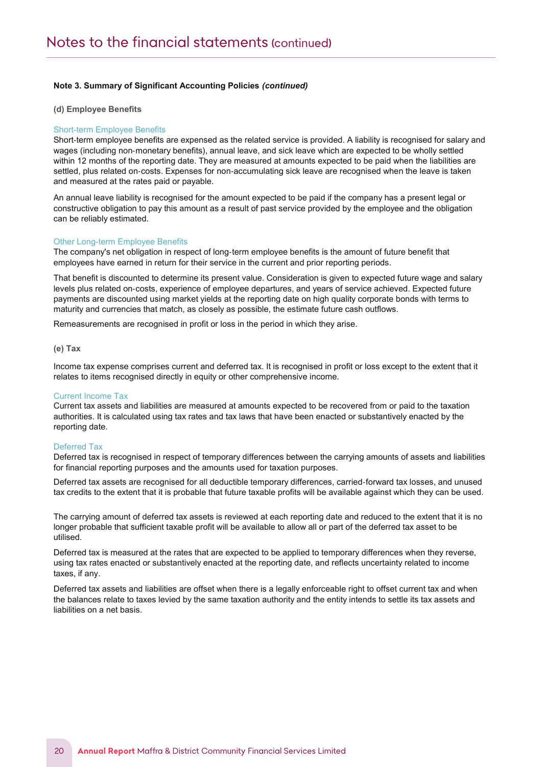# Notes to the financial statements (continued)

**Note 3. Summary of Significant Accounting Policies *(continued)***

**(d) Employee Benefits**

### Short-term Employee Benefits

Short-term employee benefits are expensed as the related service is provided. A liability is recognised for salary and wages (including non-monetary benefits), annual leave, and sick leave which are expected to be wholly settled within 12 months of the reporting date. They are measured at amounts expected to be paid when the liabilities are settled, plus related on-costs. Expenses for non-accumulating sick leave are recognised when the leave is taken and measured at the rates paid or payable.

An annual leave liability is recognised for the amount expected to be paid if the company has a present legal or constructive obligation to pay this amount as a result of past service provided by the employee and the obligation can be reliably estimated.

### Other Long-term Employee Benefits

The company's net obligation in respect of long-term employee benefits is the amount of future benefit that employees have earned in return for their service in the current and prior reporting periods.

That benefit is discounted to determine its present value. Consideration is given to expected future wage and salary levels plus related on-costs, experience of employee departures, and years of service achieved. Expected future payments are discounted using market yields at the reporting date on high quality corporate bonds with terms to maturity and currencies that match, as closely as possible, the estimate future cash outflows.

Remeasurements are recognised in profit or loss in the period in which they arise.

**(e) Tax**

Income tax expense comprises current and deferred tax. It is recognised in profit or loss except to the extent that it relates to items recognised directly in equity or other comprehensive income.

### Current Income Tax

Current tax assets and liabilities are measured at amounts expected to be recovered from or paid to the taxation authorities. It is calculated using tax rates and tax laws that have been enacted or substantively enacted by the reporting date.

### Deferred Tax

Deferred tax is recognised in respect of temporary differences between the carrying amounts of assets and liabilities for financial reporting purposes and the amounts used for taxation purposes.

Deferred tax assets are recognised for all deductible temporary differences, carried-forward tax losses, and unused tax credits to the extent that it is probable that future taxable profits will be available against which they can be used.

The carrying amount of deferred tax assets is reviewed at each reporting date and reduced to the extent that it is no longer probable that sufficient taxable profit will be available to allow all or part of the deferred tax asset to be utilised.

Deferred tax is measured at the rates that are expected to be applied to temporary differences when they reverse, using tax rates enacted or substantively enacted at the reporting date, and reflects uncertainty related to income taxes, if any.

Deferred tax assets and liabilities are offset when there is a legally enforceable right to offset current tax and when the balances relate to taxes levied by the same taxation authority and the entity intends to settle its tax assets and liabilities on a net basis.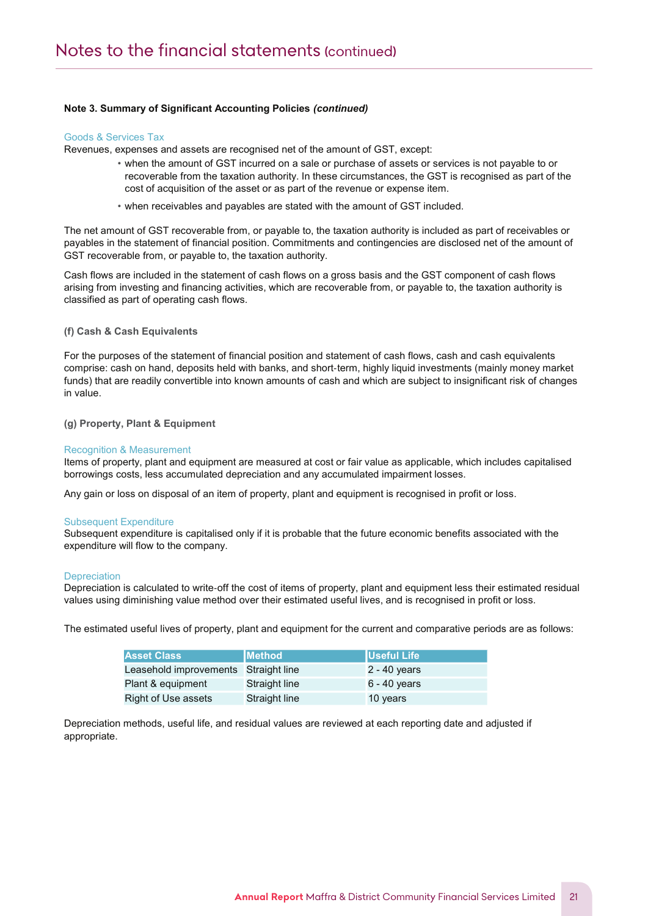# Notes to the financial statements (continued)

**Note 3. Summary of Significant Accounting Policies *(continued)***

Goods & Services Tax

Revenues, expenses and assets are recognised net of the amount of GST, except:

- when the amount of GST incurred on a sale or purchase of assets or services is not payable to or recoverable from the taxation authority. In these circumstances, the GST is recognised as part of the cost of acquisition of the asset or as part of the revenue or expense item.
- when receivables and payables are stated with the amount of GST included.

The net amount of GST recoverable from, or payable to, the taxation authority is included as part of receivables or payables in the statement of financial position. Commitments and contingencies are disclosed net of the amount of GST recoverable from, or payable to, the taxation authority.

Cash flows are included in the statement of cash flows on a gross basis and the GST component of cash flows arising from investing and financing activities, which are recoverable from, or payable to, the taxation authority is classified as part of operating cash flows.

**(f) Cash & Cash Equivalents**

For the purposes of the statement of financial position and statement of cash flows, cash and cash equivalents comprise: cash on hand, deposits held with banks, and short-term, highly liquid investments (mainly money market funds) that are readily convertible into known amounts of cash and which are subject to insignificant risk of changes in value.

**(g) Property, Plant & Equipment**

Recognition & Measurement

Items of property, plant and equipment are measured at cost or fair value as applicable, which includes capitalised borrowings costs, less accumulated depreciation and any accumulated impairment losses.

Any gain or loss on disposal of an item of property, plant and equipment is recognised in profit or loss.

Subsequent Expenditure

Subsequent expenditure is capitalised only if it is probable that the future economic benefits associated with the expenditure will flow to the company.

Depreciation

Depreciation is calculated to write-off the cost of items of property, plant and equipment less their estimated residual values using diminishing value method over their estimated useful lives, and is recognised in profit or loss.

The estimated useful lives of property, plant and equipment for the current and comparative periods are as follows:

| Asset Class | Method | Useful Life |
|---|---|---|
| Leasehold improvements | Straight line | 2 - 40 years |
| Plant & equipment | Straight line | 6 - 40 years |
| Right of Use assets | Straight line | 10 years |

Depreciation methods, useful life, and residual values are reviewed at each reporting date and adjusted if appropriate.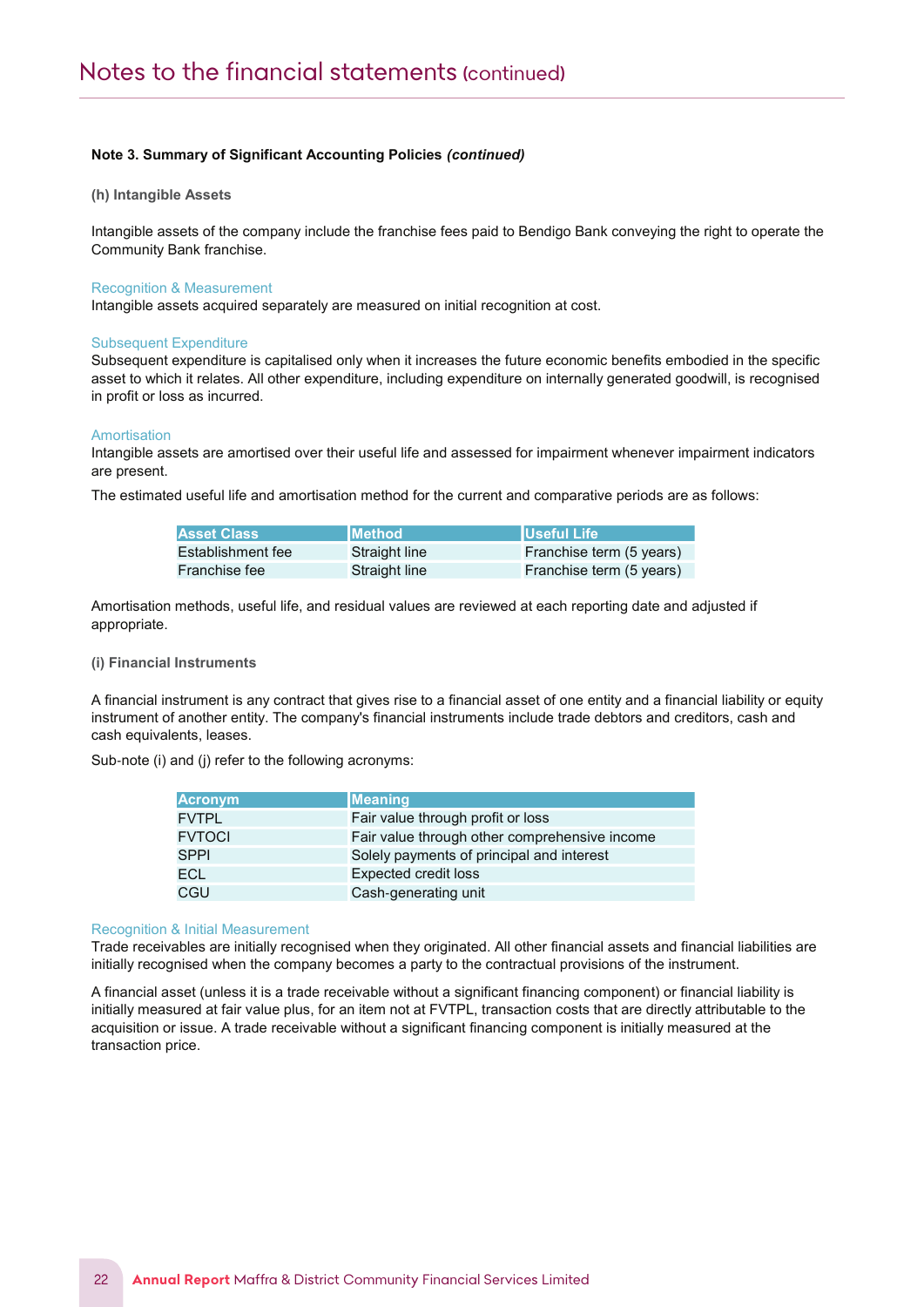# Notes to the financial statements (continued)

**Note 3. Summary of Significant Accounting Policies *(continued)***

**(h) Intangible Assets**

Intangible assets of the company include the franchise fees paid to Bendigo Bank conveying the right to operate the Community Bank franchise.

Recognition & Measurement

Intangible assets acquired separately are measured on initial recognition at cost.

Subsequent Expenditure

Subsequent expenditure is capitalised only when it increases the future economic benefits embodied in the specific asset to which it relates. All other expenditure, including expenditure on internally generated goodwill, is recognised in profit or loss as incurred.

Amortisation

Intangible assets are amortised over their useful life and assessed for impairment whenever impairment indicators are present.

The estimated useful life and amortisation method for the current and comparative periods are as follows:

| Asset Class | Method | Useful Life |
|---|---|---|
| Establishment fee | Straight line | Franchise term (5 years) |
| Franchise fee | Straight line | Franchise term (5 years) |

Amortisation methods, useful life, and residual values are reviewed at each reporting date and adjusted if appropriate.

**(i) Financial Instruments**

A financial instrument is any contract that gives rise to a financial asset of one entity and a financial liability or equity instrument of another entity. The company's financial instruments include trade debtors and creditors, cash and cash equivalents, leases.

Sub-note (i) and (j) refer to the following acronyms:

| Acronym | Meaning |
|---|---|
| FVTPL | Fair value through profit or loss |
| FVTOCI | Fair value through other comprehensive income |
| SPPI | Solely payments of principal and interest |
| ECL | Expected credit loss |
| CGU | Cash-generating unit |

Recognition & Initial Measurement

Trade receivables are initially recognised when they originated. All other financial assets and financial liabilities are initially recognised when the company becomes a party to the contractual provisions of the instrument.

A financial asset (unless it is a trade receivable without a significant financing component) or financial liability is initially measured at fair value plus, for an item not at FVTPL, transaction costs that are directly attributable to the acquisition or issue. A trade receivable without a significant financing component is initially measured at the transaction price.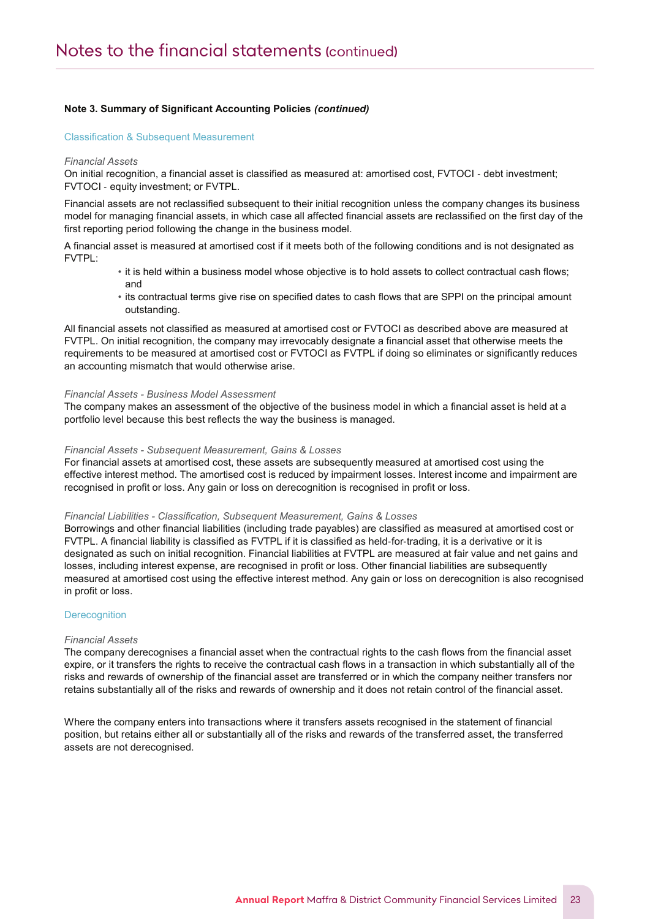# Notes to the financial statements (continued)

**Note 3. Summary of Significant Accounting Policies *(continued)***

## Classification & Subsequent Measurement

*Financial Assets*

On initial recognition, a financial asset is classified as measured at: amortised cost, FVTOCI - debt investment; FVTOCI - equity investment; or FVTPL.

Financial assets are not reclassified subsequent to their initial recognition unless the company changes its business model for managing financial assets, in which case all affected financial assets are reclassified on the first day of the first reporting period following the change in the business model.

A financial asset is measured at amortised cost if it meets both of the following conditions and is not designated as FVTPL:

- it is held within a business model whose objective is to hold assets to collect contractual cash flows; and
- its contractual terms give rise on specified dates to cash flows that are SPPI on the principal amount outstanding.

All financial assets not classified as measured at amortised cost or FVTOCI as described above are measured at FVTPL. On initial recognition, the company may irrevocably designate a financial asset that otherwise meets the requirements to be measured at amortised cost or FVTOCI as FVTPL if doing so eliminates or significantly reduces an accounting mismatch that would otherwise arise.

*Financial Assets - Business Model Assessment*

The company makes an assessment of the objective of the business model in which a financial asset is held at a portfolio level because this best reflects the way the business is managed.

*Financial Assets - Subsequent Measurement, Gains & Losses*

For financial assets at amortised cost, these assets are subsequently measured at amortised cost using the effective interest method. The amortised cost is reduced by impairment losses. Interest income and impairment are recognised in profit or loss. Any gain or loss on derecognition is recognised in profit or loss.

*Financial Liabilities - Classification, Subsequent Measurement, Gains & Losses*

Borrowings and other financial liabilities (including trade payables) are classified as measured at amortised cost or FVTPL. A financial liability is classified as FVTPL if it is classified as held-for-trading, it is a derivative or it is designated as such on initial recognition. Financial liabilities at FVTPL are measured at fair value and net gains and losses, including interest expense, are recognised in profit or loss. Other financial liabilities are subsequently measured at amortised cost using the effective interest method. Any gain or loss on derecognition is also recognised in profit or loss.

## Derecognition

*Financial Assets*

The company derecognises a financial asset when the contractual rights to the cash flows from the financial asset expire, or it transfers the rights to receive the contractual cash flows in a transaction in which substantially all of the risks and rewards of ownership of the financial asset are transferred or in which the company neither transfers nor retains substantially all of the risks and rewards of ownership and it does not retain control of the financial asset.

Where the company enters into transactions where it transfers assets recognised in the statement of financial position, but retains either all or substantially all of the risks and rewards of the transferred asset, the transferred assets are not derecognised.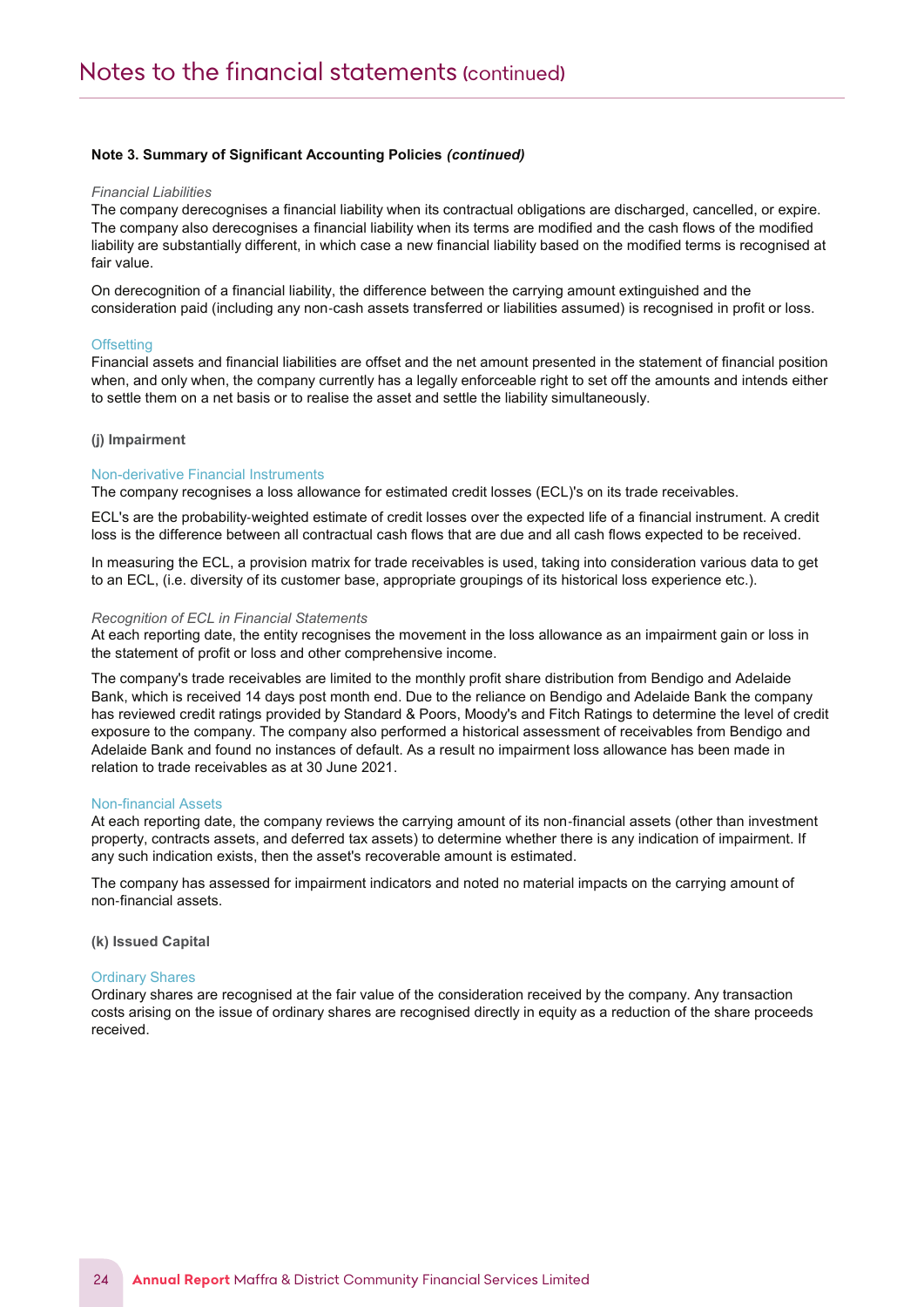**Note 3. Summary of Significant Accounting Policies *(continued)***

*Financial Liabilities*

The company derecognises a financial liability when its contractual obligations are discharged, cancelled, or expire. The company also derecognises a financial liability when its terms are modified and the cash flows of the modified liability are substantially different, in which case a new financial liability based on the modified terms is recognised at fair value.

On derecognition of a financial liability, the difference between the carrying amount extinguished and the consideration paid (including any non-cash assets transferred or liabilities assumed) is recognised in profit or loss.

Offsetting

Financial assets and financial liabilities are offset and the net amount presented in the statement of financial position when, and only when, the company currently has a legally enforceable right to set off the amounts and intends either to settle them on a net basis or to realise the asset and settle the liability simultaneously.

**(j) Impairment**

Non-derivative Financial Instruments

The company recognises a loss allowance for estimated credit losses (ECL)'s on its trade receivables.

ECL's are the probability-weighted estimate of credit losses over the expected life of a financial instrument. A credit loss is the difference between all contractual cash flows that are due and all cash flows expected to be received.

In measuring the ECL, a provision matrix for trade receivables is used, taking into consideration various data to get to an ECL, (i.e. diversity of its customer base, appropriate groupings of its historical loss experience etc.).

*Recognition of ECL in Financial Statements*

At each reporting date, the entity recognises the movement in the loss allowance as an impairment gain or loss in the statement of profit or loss and other comprehensive income.

The company's trade receivables are limited to the monthly profit share distribution from Bendigo and Adelaide Bank, which is received 14 days post month end. Due to the reliance on Bendigo and Adelaide Bank the company has reviewed credit ratings provided by Standard & Poors, Moody's and Fitch Ratings to determine the level of credit exposure to the company. The company also performed a historical assessment of receivables from Bendigo and Adelaide Bank and found no instances of default. As a result no impairment loss allowance has been made in relation to trade receivables as at 30 June 2021.

Non-financial Assets

At each reporting date, the company reviews the carrying amount of its non-financial assets (other than investment property, contracts assets, and deferred tax assets) to determine whether there is any indication of impairment. If any such indication exists, then the asset's recoverable amount is estimated.

The company has assessed for impairment indicators and noted no material impacts on the carrying amount of non-financial assets.

**(k) Issued Capital**

Ordinary Shares

Ordinary shares are recognised at the fair value of the consideration received by the company. Any transaction costs arising on the issue of ordinary shares are recognised directly in equity as a reduction of the share proceeds received.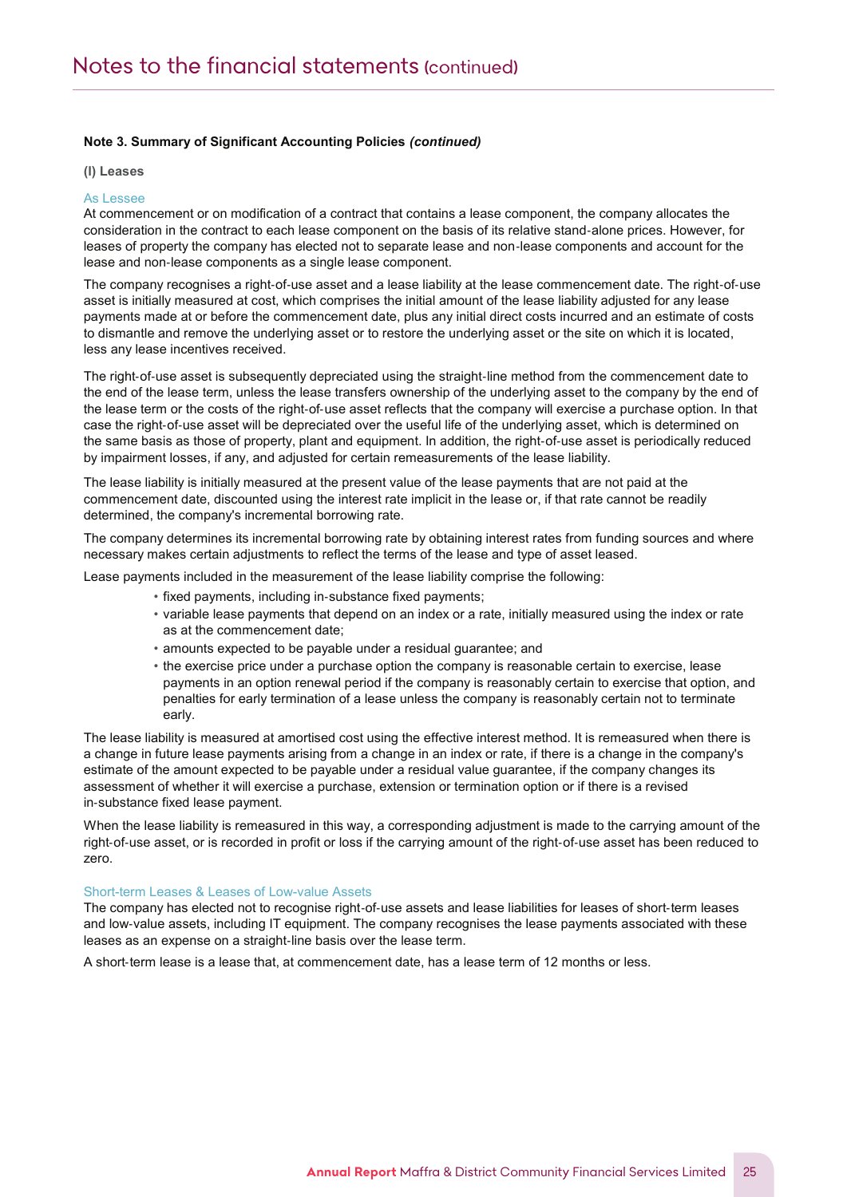# Notes to the financial statements (continued)

**Note 3. Summary of Significant Accounting Policies *(continued)***

**(l) Leases**

As Lessee

At commencement or on modification of a contract that contains a lease component, the company allocates the consideration in the contract to each lease component on the basis of its relative stand-alone prices. However, for leases of property the company has elected not to separate lease and non-lease components and account for the lease and non-lease components as a single lease component.

The company recognises a right-of-use asset and a lease liability at the lease commencement date. The right-of-use asset is initially measured at cost, which comprises the initial amount of the lease liability adjusted for any lease payments made at or before the commencement date, plus any initial direct costs incurred and an estimate of costs to dismantle and remove the underlying asset or to restore the underlying asset or the site on which it is located, less any lease incentives received.

The right-of-use asset is subsequently depreciated using the straight-line method from the commencement date to the end of the lease term, unless the lease transfers ownership of the underlying asset to the company by the end of the lease term or the costs of the right-of-use asset reflects that the company will exercise a purchase option. In that case the right-of-use asset will be depreciated over the useful life of the underlying asset, which is determined on the same basis as those of property, plant and equipment. In addition, the right-of-use asset is periodically reduced by impairment losses, if any, and adjusted for certain remeasurements of the lease liability.

The lease liability is initially measured at the present value of the lease payments that are not paid at the commencement date, discounted using the interest rate implicit in the lease or, if that rate cannot be readily determined, the company's incremental borrowing rate.

The company determines its incremental borrowing rate by obtaining interest rates from funding sources and where necessary makes certain adjustments to reflect the terms of the lease and type of asset leased.

Lease payments included in the measurement of the lease liability comprise the following:

- fixed payments, including in-substance fixed payments;
- variable lease payments that depend on an index or a rate, initially measured using the index or rate as at the commencement date;
- amounts expected to be payable under a residual guarantee; and
- the exercise price under a purchase option the company is reasonable certain to exercise, lease payments in an option renewal period if the company is reasonably certain to exercise that option, and penalties for early termination of a lease unless the company is reasonably certain not to terminate early.

The lease liability is measured at amortised cost using the effective interest method. It is remeasured when there is a change in future lease payments arising from a change in an index or rate, if there is a change in the company's estimate of the amount expected to be payable under a residual value guarantee, if the company changes its assessment of whether it will exercise a purchase, extension or termination option or if there is a revised in-substance fixed lease payment.

When the lease liability is remeasured in this way, a corresponding adjustment is made to the carrying amount of the right-of-use asset, or is recorded in profit or loss if the carrying amount of the right-of-use asset has been reduced to zero.

Short-term Leases & Leases of Low-value Assets

The company has elected not to recognise right-of-use assets and lease liabilities for leases of short-term leases and low-value assets, including IT equipment. The company recognises the lease payments associated with these leases as an expense on a straight-line basis over the lease term.

A short-term lease is a lease that, at commencement date, has a lease term of 12 months or less.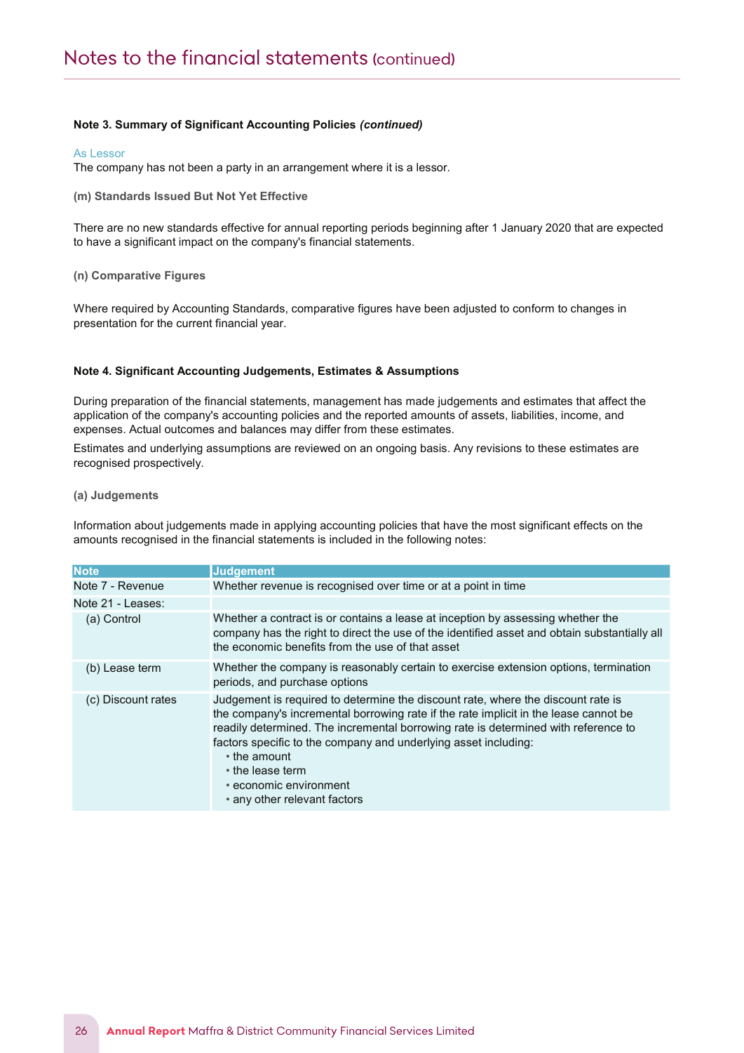**Note 3. Summary of Significant Accounting Policies *(continued)***

As Lessor

The company has not been a party in an arrangement where it is a lessor.

**(m) Standards Issued But Not Yet Effective**

There are no new standards effective for annual reporting periods beginning after 1 January 2020 that are expected to have a significant impact on the company's financial statements.

**(n) Comparative Figures**

Where required by Accounting Standards, comparative figures have been adjusted to conform to changes in presentation for the current financial year.

**Note 4. Significant Accounting Judgements, Estimates & Assumptions**

During preparation of the financial statements, management has made judgements and estimates that affect the application of the company's accounting policies and the reported amounts of assets, liabilities, income, and expenses. Actual outcomes and balances may differ from these estimates.

Estimates and underlying assumptions are reviewed on an ongoing basis. Any revisions to these estimates are recognised prospectively.

**(a) Judgements**

Information about judgements made in applying accounting policies that have the most significant effects on the amounts recognised in the financial statements is included in the following notes:

| Note | Judgement |
|---|---|
| Note 7 - Revenue | Whether revenue is recognised over time or at a point in time |
| Note 21 - Leases: | |
| (a) Control | Whether a contract is or contains a lease at inception by assessing whether the company has the right to direct the use of the identified asset and obtain substantially all the economic benefits from the use of that asset |
| (b) Lease term | Whether the company is reasonably certain to exercise extension options, termination periods, and purchase options |
| (c) Discount rates | Judgement is required to determine the discount rate, where the discount rate is the company's incremental borrowing rate if the rate implicit in the lease cannot be readily determined. The incremental borrowing rate is determined with reference to factors specific to the company and underlying asset including: • the amount • the lease term • economic environment • any other relevant factors |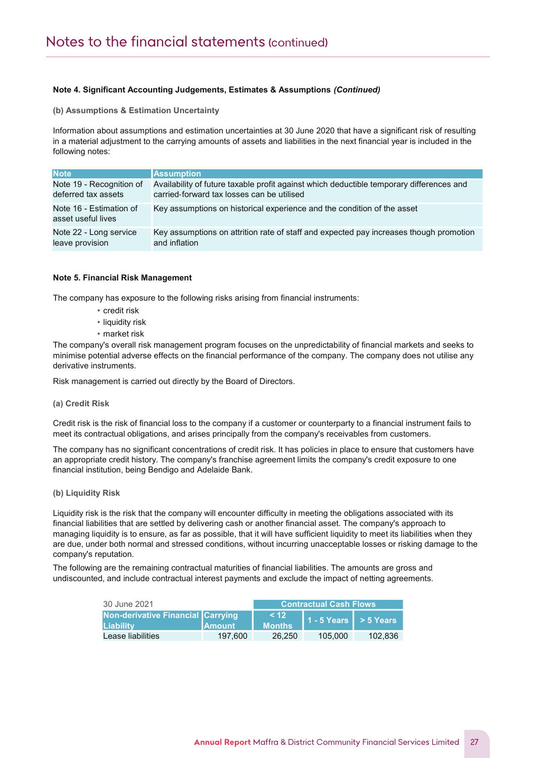# Notes to the financial statements (continued)

**Note 4. Significant Accounting Judgements, Estimates & Assumptions *(Continued)***

**(b) Assumptions & Estimation Uncertainty**

Information about assumptions and estimation uncertainties at 30 June 2020 that have a significant risk of resulting in a material adjustment to the carrying amounts of assets and liabilities in the next financial year is included in the following notes:

| Note | Assumption |
|---|---|
| Note 19 - Recognition of deferred tax assets | Availability of future taxable profit against which deductible temporary differences and carried-forward tax losses can be utilised |
| Note 16 - Estimation of asset useful lives | Key assumptions on historical experience and the condition of the asset |
| Note 22 - Long service leave provision | Key assumptions on attrition rate of staff and expected pay increases though promotion and inflation |

**Note 5. Financial Risk Management**

The company has exposure to the following risks arising from financial instruments:

- credit risk
- liquidity risk
- market risk

The company's overall risk management program focuses on the unpredictability of financial markets and seeks to minimise potential adverse effects on the financial performance of the company. The company does not utilise any derivative instruments.

Risk management is carried out directly by the Board of Directors.

**(a) Credit Risk**

Credit risk is the risk of financial loss to the company if a customer or counterparty to a financial instrument fails to meet its contractual obligations, and arises principally from the company's receivables from customers.

The company has no significant concentrations of credit risk. It has policies in place to ensure that customers have an appropriate credit history. The company's franchise agreement limits the company's credit exposure to one financial institution, being Bendigo and Adelaide Bank.

**(b) Liquidity Risk**

Liquidity risk is the risk that the company will encounter difficulty in meeting the obligations associated with its financial liabilities that are settled by delivering cash or another financial asset. The company's approach to managing liquidity is to ensure, as far as possible, that it will have sufficient liquidity to meet its liabilities when they are due, under both normal and stressed conditions, without incurring unacceptable losses or risking damage to the company's reputation.

The following are the remaining contractual maturities of financial liabilities. The amounts are gross and undiscounted, and include contractual interest payments and exclude the impact of netting agreements.

| 30 June 2021 | | Contractual Cash Flows | | |
|---|---|---|---|---|
| Non-derivative Financial Liability | Carrying Amount | < 12 Months | 1 - 5 Years | > 5 Years |
| Lease liabilities | 197,600 | 26,250 | 105,000 | 102,836 |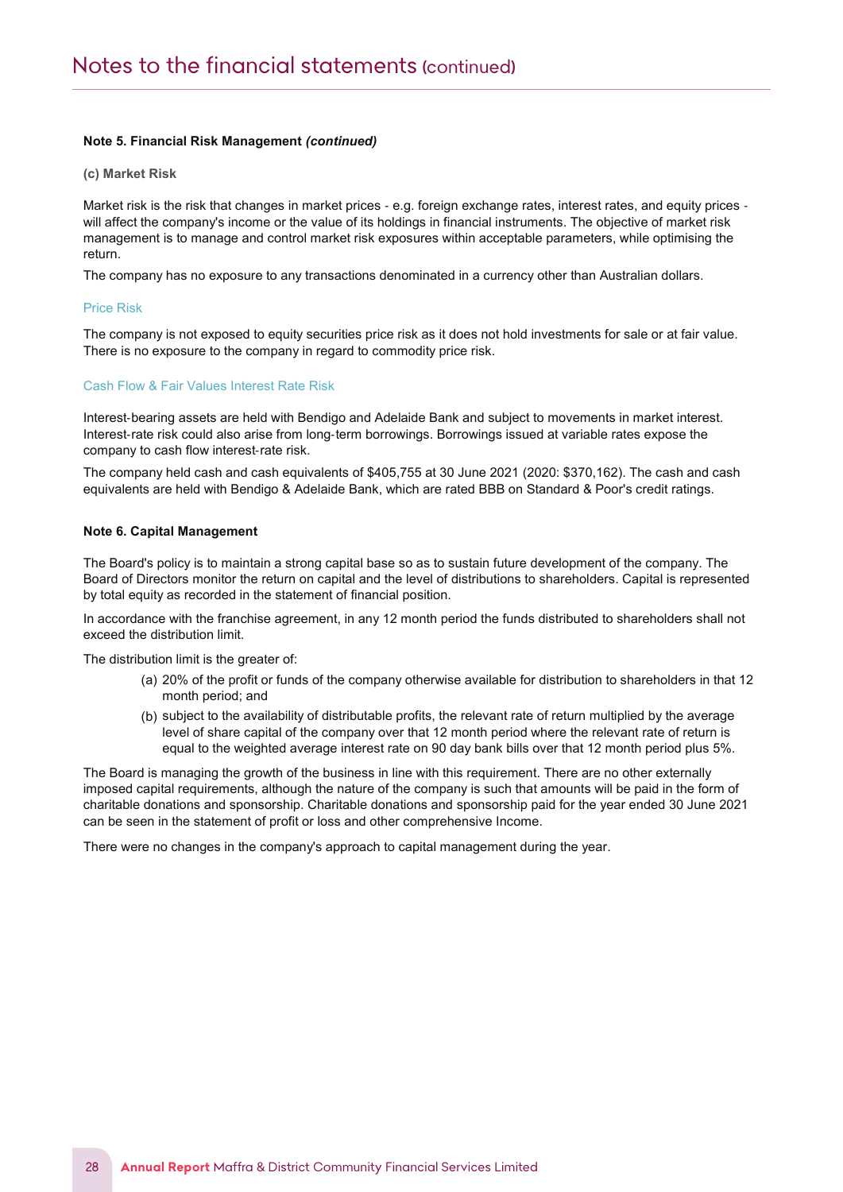**Note 5. Financial Risk Management *(continued)***

**(c) Market Risk**

Market risk is the risk that changes in market prices - e.g. foreign exchange rates, interest rates, and equity prices - will affect the company's income or the value of its holdings in financial instruments. The objective of market risk management is to manage and control market risk exposures within acceptable parameters, while optimising the return.

The company has no exposure to any transactions denominated in a currency other than Australian dollars.

Price Risk

The company is not exposed to equity securities price risk as it does not hold investments for sale or at fair value. There is no exposure to the company in regard to commodity price risk.

Cash Flow & Fair Values Interest Rate Risk

Interest-bearing assets are held with Bendigo and Adelaide Bank and subject to movements in market interest. Interest-rate risk could also arise from long-term borrowings. Borrowings issued at variable rates expose the company to cash flow interest-rate risk.

The company held cash and cash equivalents of $405,755 at 30 June 2021 (2020: $370,162). The cash and cash equivalents are held with Bendigo & Adelaide Bank, which are rated BBB on Standard & Poor's credit ratings.

**Note 6. Capital Management**

The Board's policy is to maintain a strong capital base so as to sustain future development of the company. The Board of Directors monitor the return on capital and the level of distributions to shareholders. Capital is represented by total equity as recorded in the statement of financial position.

In accordance with the franchise agreement, in any 12 month period the funds distributed to shareholders shall not exceed the distribution limit.

The distribution limit is the greater of:

(a) 20% of the profit or funds of the company otherwise available for distribution to shareholders in that 12 month period; and

(b) subject to the availability of distributable profits, the relevant rate of return multiplied by the average level of share capital of the company over that 12 month period where the relevant rate of return is equal to the weighted average interest rate on 90 day bank bills over that 12 month period plus 5%.

The Board is managing the growth of the business in line with this requirement. There are no other externally imposed capital requirements, although the nature of the company is such that amounts will be paid in the form of charitable donations and sponsorship. Charitable donations and sponsorship paid for the year ended 30 June 2021 can be seen in the statement of profit or loss and other comprehensive Income.

There were no changes in the company's approach to capital management during the year.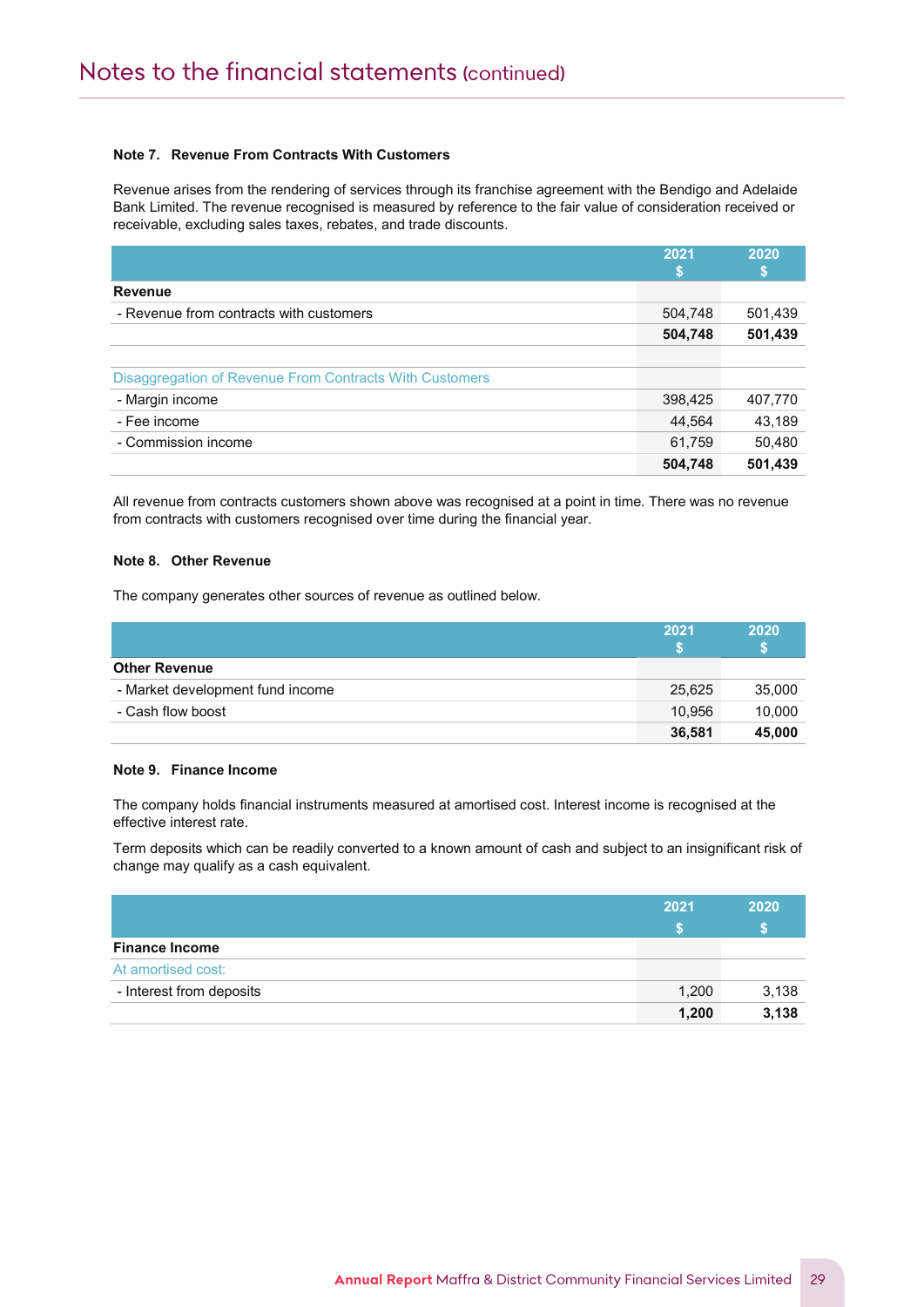# Notes to the financial statements (continued)

**Note 7. Revenue From Contracts With Customers**

Revenue arises from the rendering of services through its franchise agreement with the Bendigo and Adelaide Bank Limited. The revenue recognised is measured by reference to the fair value of consideration received or receivable, excluding sales taxes, rebates, and trade discounts.

| | 2021 $ | 2020 $ |
|---|---|---|
| **Revenue** | | |
| - Revenue from contracts with customers | 504,748 | 501,439 |
| | **504,748** | **501,439** |
| | | |
| Disaggregation of Revenue From Contracts With Customers | | |
| - Margin income | 398,425 | 407,770 |
| - Fee income | 44,564 | 43,189 |
| - Commission income | 61,759 | 50,480 |
| | **504,748** | **501,439** |

All revenue from contracts customers shown above was recognised at a point in time. There was no revenue from contracts with customers recognised over time during the financial year.

**Note 8. Other Revenue**

The company generates other sources of revenue as outlined below.

| | 2021 $ | 2020 $ |
|---|---|---|
| **Other Revenue** | | |
| - Market development fund income | 25,625 | 35,000 |
| - Cash flow boost | 10,956 | 10,000 |
| | **36,581** | **45,000** |

**Note 9. Finance Income**

The company holds financial instruments measured at amortised cost. Interest income is recognised at the effective interest rate.

Term deposits which can be readily converted to a known amount of cash and subject to an insignificant risk of change may qualify as a cash equivalent.

| | 2021 $ | 2020 $ |
|---|---|---|
| **Finance Income** | | |
| At amortised cost: | | |
| - Interest from deposits | 1,200 | 3,138 |
| | **1,200** | **3,138** |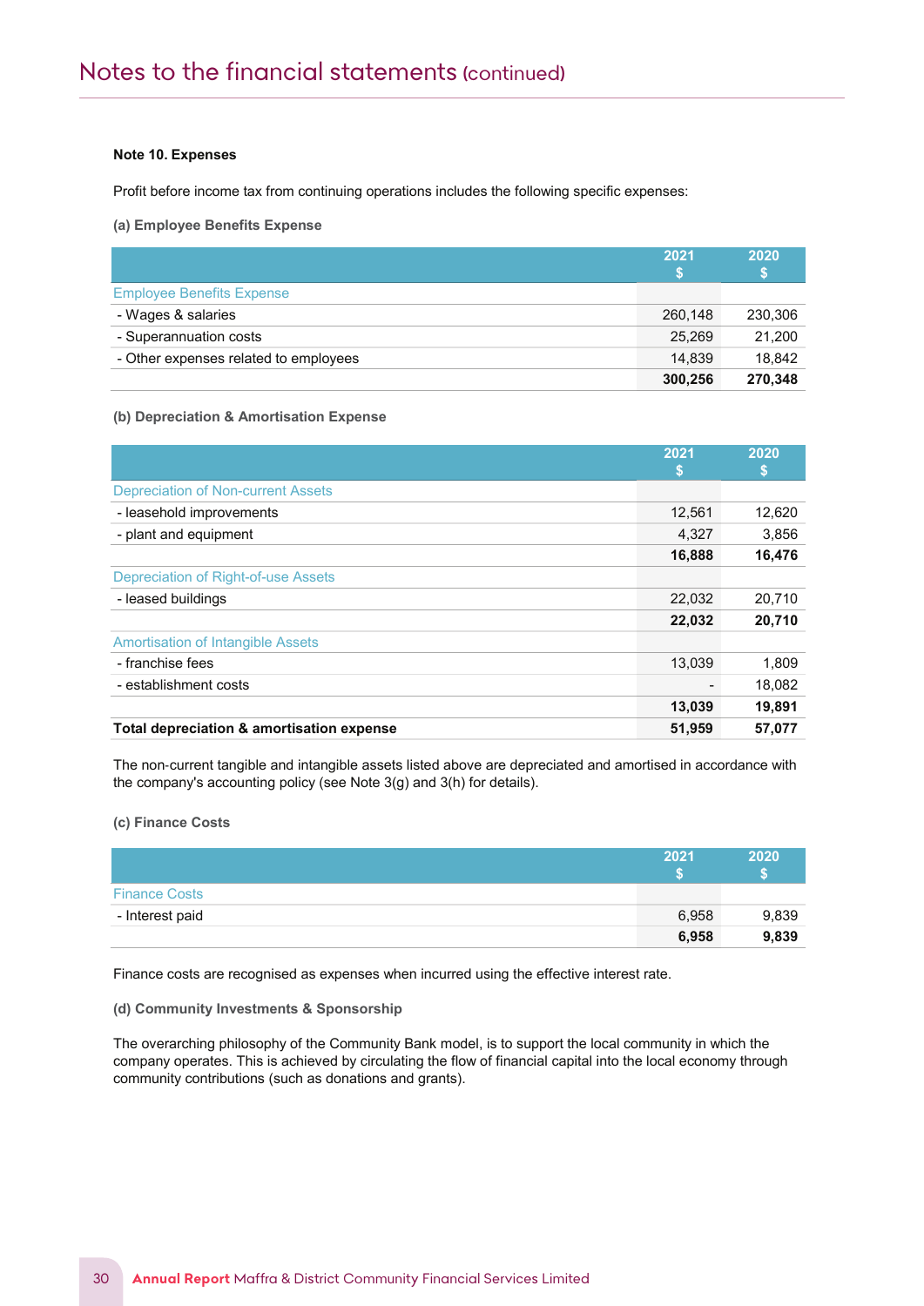# Notes to the financial statements (continued)

**Note 10. Expenses**

Profit before income tax from continuing operations includes the following specific expenses:

**(a) Employee Benefits Expense**

| | 2021 $ | 2020 $ |
|---|---|---|
| Employee Benefits Expense | | |
| - Wages & salaries | 260,148 | 230,306 |
| - Superannuation costs | 25,269 | 21,200 |
| - Other expenses related to employees | 14,839 | 18,842 |
| | **300,256** | **270,348** |

**(b) Depreciation & Amortisation Expense**

| | 2021 $ | 2020 $ |
|---|---|---|
| Depreciation of Non-current Assets | | |
| - leasehold improvements | 12,561 | 12,620 |
| - plant and equipment | 4,327 | 3,856 |
| | **16,888** | **16,476** |
| Depreciation of Right-of-use Assets | | |
| - leased buildings | 22,032 | 20,710 |
| | **22,032** | **20,710** |
| Amortisation of Intangible Assets | | |
| - franchise fees | 13,039 | 1,809 |
| - establishment costs | - | 18,082 |
| | **13,039** | **19,891** |
| **Total depreciation & amortisation expense** | **51,959** | **57,077** |

The non-current tangible and intangible assets listed above are depreciated and amortised in accordance with the company's accounting policy (see Note 3(g) and 3(h) for details).

**(c) Finance Costs**

| | 2021 $ | 2020 $ |
|---|---|---|
| Finance Costs | | |
| - Interest paid | 6,958 | 9,839 |
| | **6,958** | **9,839** |

Finance costs are recognised as expenses when incurred using the effective interest rate.

**(d) Community Investments & Sponsorship**

The overarching philosophy of the Community Bank model, is to support the local community in which the company operates. This is achieved by circulating the flow of financial capital into the local economy through community contributions (such as donations and grants).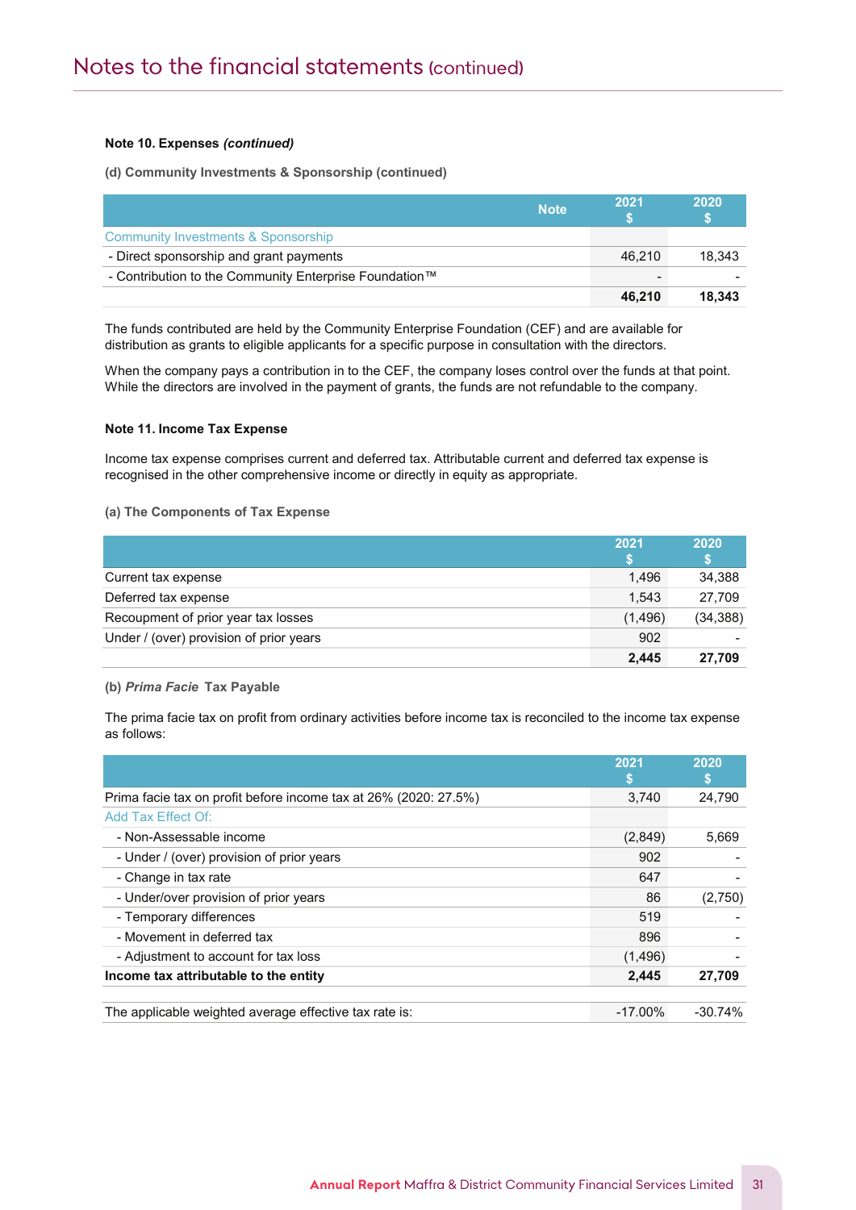**Note 10. Expenses *(continued)***

**(d) Community Investments & Sponsorship (continued)**

| | Note | 2021 $ | 2020 $ |
|---|---|---|---|
| Community Investments & Sponsorship | | | |
| - Direct sponsorship and grant payments | | 46,210 | 18,343 |
| - Contribution to the Community Enterprise Foundation™ | | - | - |
| | | **46,210** | **18,343** |

The funds contributed are held by the Community Enterprise Foundation (CEF) and are available for distribution as grants to eligible applicants for a specific purpose in consultation with the directors.

When the company pays a contribution in to the CEF, the company loses control over the funds at that point. While the directors are involved in the payment of grants, the funds are not refundable to the company.

**Note 11. Income Tax Expense**

Income tax expense comprises current and deferred tax. Attributable current and deferred tax expense is recognised in the other comprehensive income or directly in equity as appropriate.

**(a) The Components of Tax Expense**

| | 2021 $ | 2020 $ |
|---|---|---|
| Current tax expense | 1,496 | 34,388 |
| Deferred tax expense | 1,543 | 27,709 |
| Recoupment of prior year tax losses | (1,496) | (34,388) |
| Under / (over) provision of prior years | 902 | - |
| | **2,445** | **27,709** |

**(b) *Prima Facie* Tax Payable**

The prima facie tax on profit from ordinary activities before income tax is reconciled to the income tax expense as follows:

| | 2021 $ | 2020 $ |
|---|---|---|
| Prima facie tax on profit before income tax at 26% (2020: 27.5%) | 3,740 | 24,790 |
| Add Tax Effect Of: | | |
| - Non-Assessable income | (2,849) | 5,669 |
| - Under / (over) provision of prior years | 902 | - |
| - Change in tax rate | 647 | - |
| - Under/over provision of prior years | 86 | (2,750) |
| - Temporary differences | 519 | - |
| - Movement in deferred tax | 896 | - |
| - Adjustment to account for tax loss | (1,496) | - |
| **Income tax attributable to the entity** | **2,445** | **27,709** |

| | | |
|---|---|---|
| The applicable weighted average effective tax rate is: | -17.00% | -30.74% |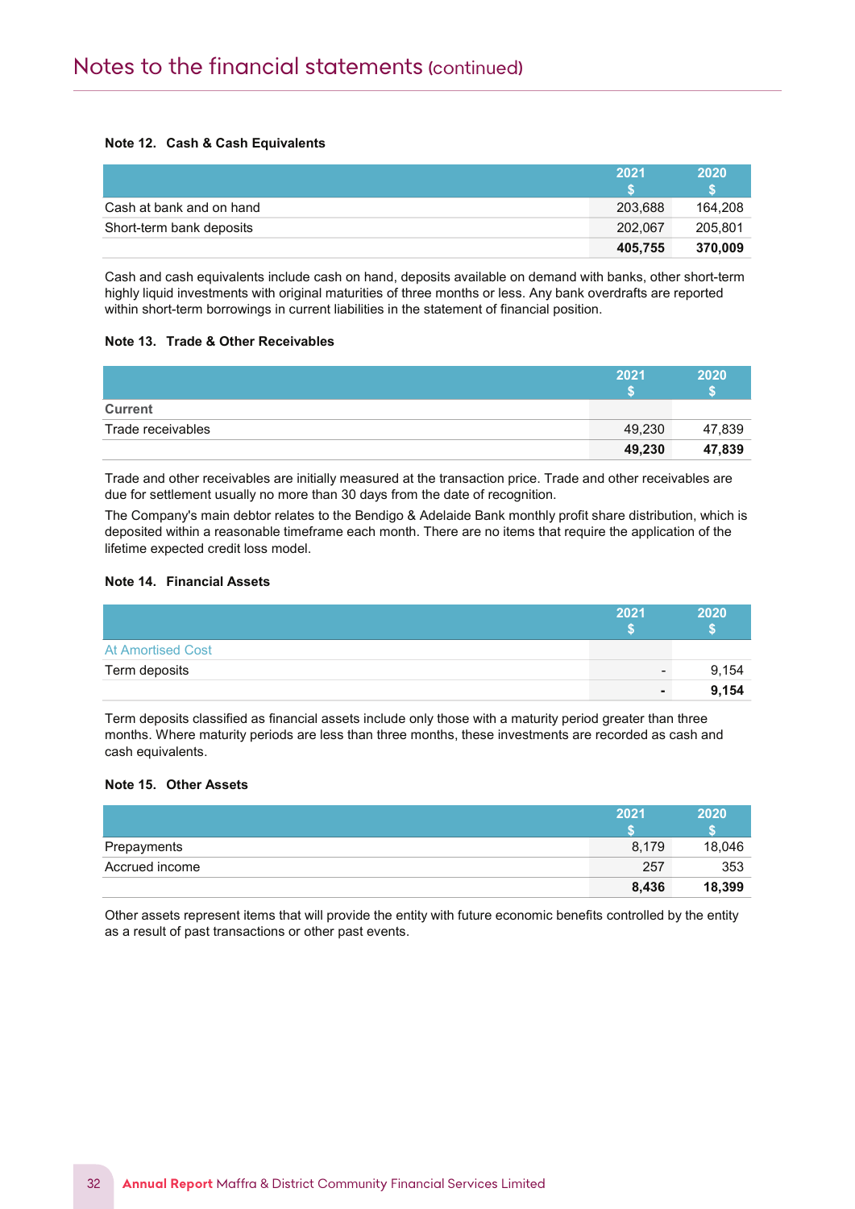# Notes to the financial statements (continued)

### Note 12. Cash & Cash Equivalents

| | 2021 $ | 2020 $ |
|---|---|---|
| Cash at bank and on hand | 203,688 | 164,208 |
| Short-term bank deposits | 202,067 | 205,801 |
| | **405,755** | **370,009** |

Cash and cash equivalents include cash on hand, deposits available on demand with banks, other short-term highly liquid investments with original maturities of three months or less. Any bank overdrafts are reported within short-term borrowings in current liabilities in the statement of financial position.

### Note 13. Trade & Other Receivables

| | 2021 $ | 2020 $ |
|---|---|---|
| **Current** | | |
| Trade receivables | 49,230 | 47,839 |
| | **49,230** | **47,839** |

Trade and other receivables are initially measured at the transaction price. Trade and other receivables are due for settlement usually no more than 30 days from the date of recognition.

The Company's main debtor relates to the Bendigo & Adelaide Bank monthly profit share distribution, which is deposited within a reasonable timeframe each month. There are no items that require the application of the lifetime expected credit loss model.

### Note 14. Financial Assets

| | 2021 $ | 2020 $ |
|---|---|---|
| At Amortised Cost | | |
| Term deposits | - | 9,154 |
| | **-** | **9,154** |

Term deposits classified as financial assets include only those with a maturity period greater than three months. Where maturity periods are less than three months, these investments are recorded as cash and cash equivalents.

### Note 15. Other Assets

| | 2021 $ | 2020 $ |
|---|---|---|
| Prepayments | 8,179 | 18,046 |
| Accrued income | 257 | 353 |
| | **8,436** | **18,399** |

Other assets represent items that will provide the entity with future economic benefits controlled by the entity as a result of past transactions or other past events.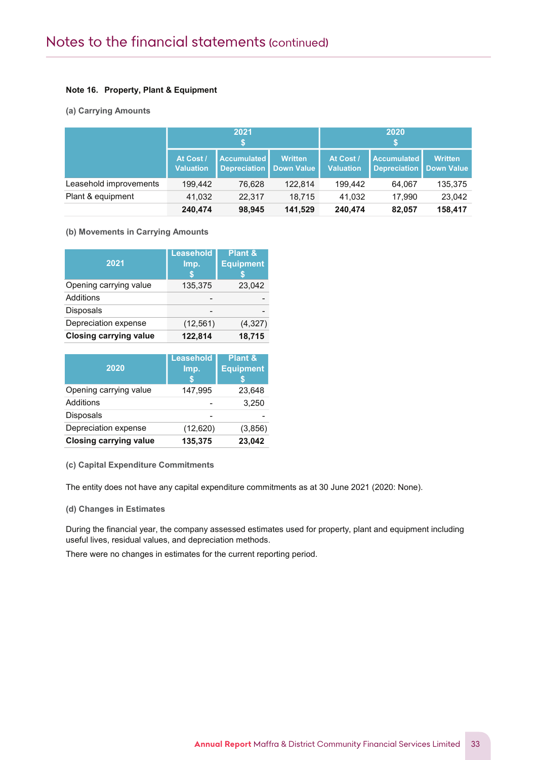# Notes to the financial statements (continued)

**Note 16. Property, Plant & Equipment**

**(a) Carrying Amounts**

| | 2021 $ | | | 2020 $ | | |
|---|---|---|---|---|---|---|
| | At Cost / Valuation | Accumulated Depreciation | Written Down Value | At Cost / Valuation | Accumulated Depreciation | Written Down Value |
| Leasehold improvements | 199,442 | 76,628 | 122,814 | 199,442 | 64,067 | 135,375 |
| Plant & equipment | 41,032 | 22,317 | 18,715 | 41,032 | 17,990 | 23,042 |
| | **240,474** | **98,945** | **141,529** | **240,474** | **82,057** | **158,417** |

**(b) Movements in Carrying Amounts**

| 2021 | Leasehold Imp. $ | Plant & Equipment $ |
|---|---|---|
| Opening carrying value | 135,375 | 23,042 |
| Additions | - | - |
| Disposals | - | - |
| Depreciation expense | (12,561) | (4,327) |
| **Closing carrying value** | **122,814** | **18,715** |

| 2020 | Leasehold Imp. $ | Plant & Equipment $ |
|---|---|---|
| Opening carrying value | 147,995 | 23,648 |
| Additions | - | 3,250 |
| Disposals | - | - |
| Depreciation expense | (12,620) | (3,856) |
| **Closing carrying value** | **135,375** | **23,042** |

**(c) Capital Expenditure Commitments**

The entity does not have any capital expenditure commitments as at 30 June 2021 (2020: None).

**(d) Changes in Estimates**

During the financial year, the company assessed estimates used for property, plant and equipment including useful lives, residual values, and depreciation methods.

There were no changes in estimates for the current reporting period.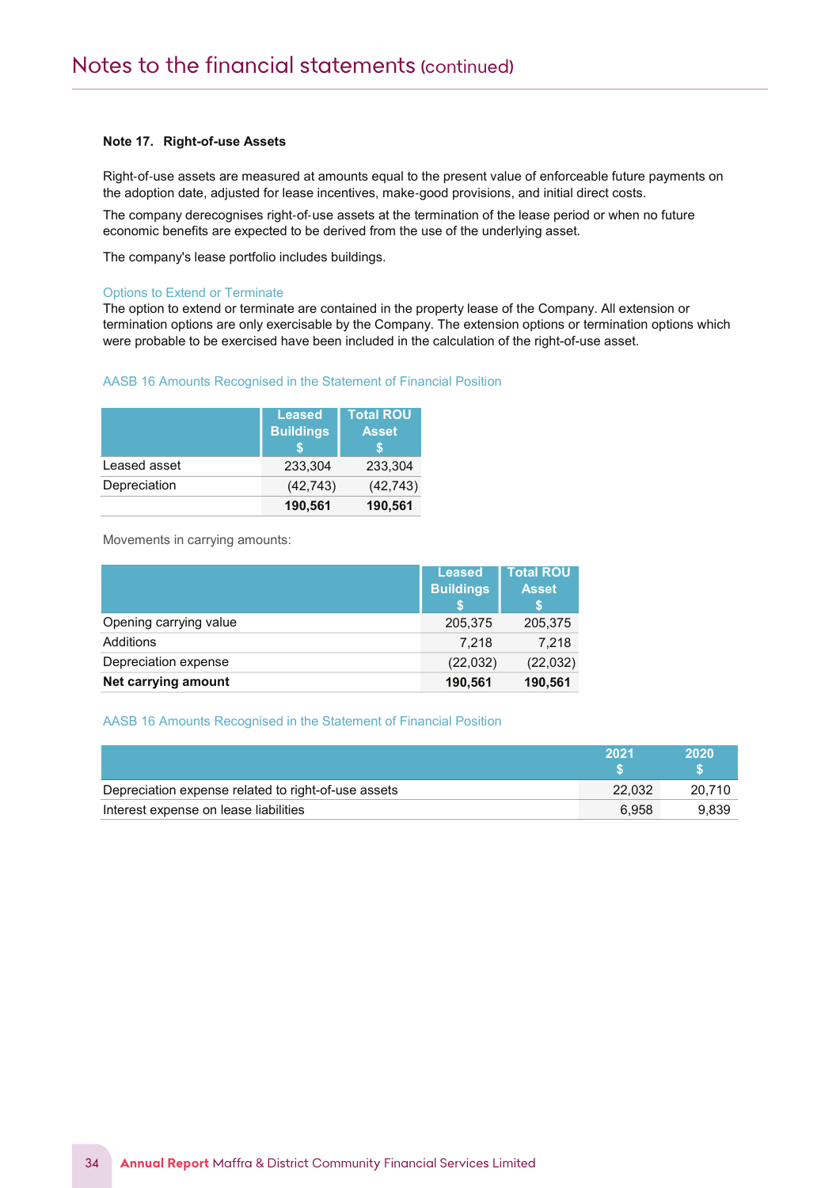### Note 17. Right-of-use Assets

Right-of-use assets are measured at amounts equal to the present value of enforceable future payments on the adoption date, adjusted for lease incentives, make-good provisions, and initial direct costs.

The company derecognises right-of-use assets at the termination of the lease period or when no future economic benefits are expected to be derived from the use of the underlying asset.

The company's lease portfolio includes buildings.

#### Options to Extend or Terminate

The option to extend or terminate are contained in the property lease of the Company. All extension or termination options are only exercisable by the Company. The extension options or termination options which were probable to be exercised have been included in the calculation of the right-of-use asset.

#### AASB 16 Amounts Recognised in the Statement of Financial Position

| | Leased Buildings $ | Total ROU Asset $ |
|---|---|---|
| Leased asset | 233,304 | 233,304 |
| Depreciation | (42,743) | (42,743) |
| | **190,561** | **190,561** |

Movements in carrying amounts:

| | Leased Buildings $ | Total ROU Asset $ |
|---|---|---|
| Opening carrying value | 205,375 | 205,375 |
| Additions | 7,218 | 7,218 |
| Depreciation expense | (22,032) | (22,032) |
| **Net carrying amount** | **190,561** | **190,561** |

#### AASB 16 Amounts Recognised in the Statement of Financial Position

| | 2021 $ | 2020 $ |
|---|---|---|
| Depreciation expense related to right-of-use assets | 22,032 | 20,710 |
| Interest expense on lease liabilities | 6,958 | 9,839 |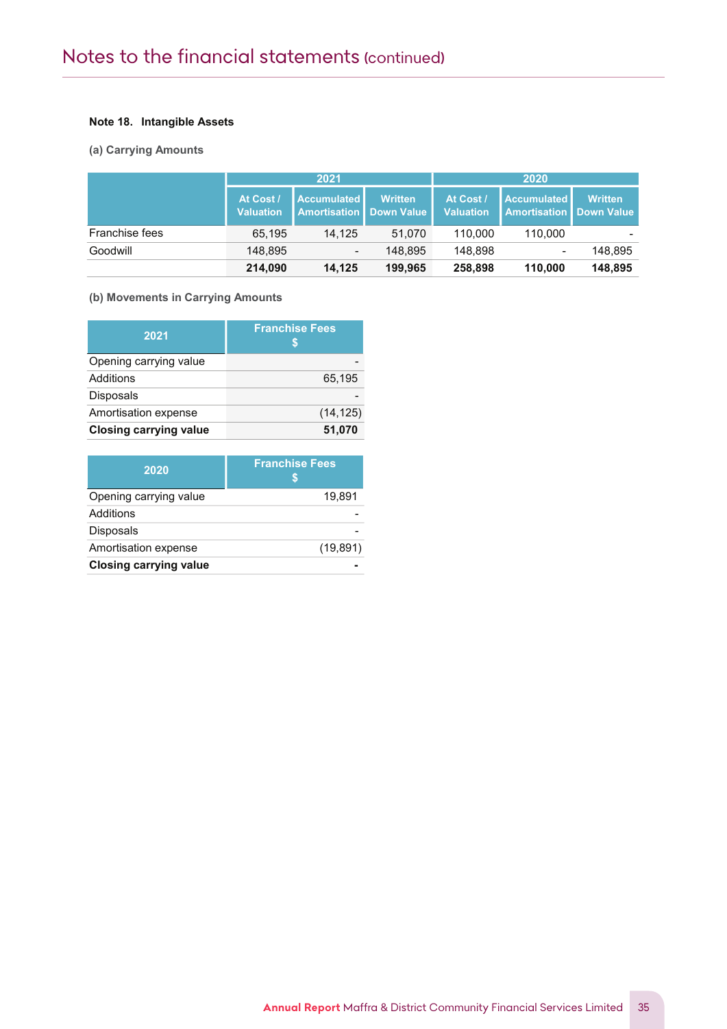# Notes to the financial statements (continued)

**Note 18. Intangible Assets**

**(a) Carrying Amounts**

| | 2021 | | | 2020 | | |
|---|---|---|---|---|---|---|
| | At Cost / Valuation | Accumulated Amortisation | Written Down Value | At Cost / Valuation | Accumulated Amortisation | Written Down Value |
| Franchise fees | 65,195 | 14,125 | 51,070 | 110,000 | 110,000 | - |
| Goodwill | 148,895 | - | 148,895 | 148,898 | - | 148,895 |
| | **214,090** | **14,125** | **199,965** | **258,898** | **110,000** | **148,895** |

**(b) Movements in Carrying Amounts**

| 2021 | Franchise Fees $ |
|---|---|
| Opening carrying value | - |
| Additions | 65,195 |
| Disposals | - |
| Amortisation expense | (14,125) |
| **Closing carrying value** | **51,070** |

| 2020 | Franchise Fees $ |
|---|---|
| Opening carrying value | 19,891 |
| Additions | - |
| Disposals | - |
| Amortisation expense | (19,891) |
| **Closing carrying value** | **-** |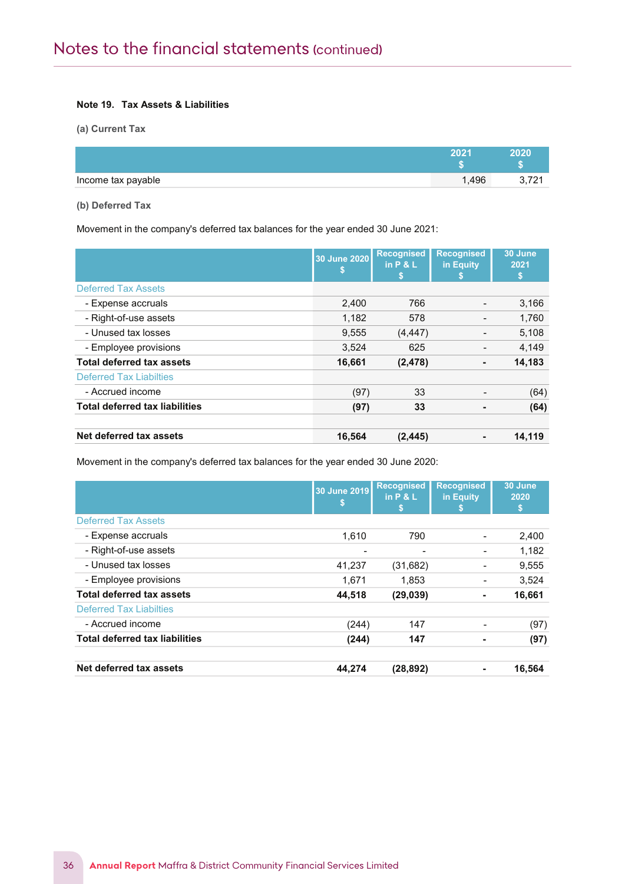# Notes to the financial statements (continued)

**Note 19. Tax Assets & Liabilities**

**(a) Current Tax**

| | 2021 $ | 2020 $ |
|---|---|---|
| Income tax payable | 1,496 | 3,721 |

**(b) Deferred Tax**

Movement in the company's deferred tax balances for the year ended 30 June 2021:

| | 30 June 2020 $ | Recognised in P & L $ | Recognised in Equity $ | 30 June 2021 $ |
|---|---|---|---|---|
| Deferred Tax Assets | | | | |
| - Expense accruals | 2,400 | 766 | - | 3,166 |
| - Right-of-use assets | 1,182 | 578 | - | 1,760 |
| - Unused tax losses | 9,555 | (4,447) | - | 5,108 |
| - Employee provisions | 3,524 | 625 | - | 4,149 |
| **Total deferred tax assets** | **16,661** | **(2,478)** | **-** | **14,183** |
| Deferred Tax Liabilties | | | | |
| - Accrued income | (97) | 33 | - | (64) |
| **Total deferred tax liabilities** | **(97)** | **33** | **-** | **(64)** |
| | | | | |
| **Net deferred tax assets** | **16,564** | **(2,445)** | **-** | **14,119** |

Movement in the company's deferred tax balances for the year ended 30 June 2020:

| | 30 June 2019 $ | Recognised in P & L $ | Recognised in Equity $ | 30 June 2020 $ |
|---|---|---|---|---|
| Deferred Tax Assets | | | | |
| - Expense accruals | 1,610 | 790 | - | 2,400 |
| - Right-of-use assets | - | - | - | 1,182 |
| - Unused tax losses | 41,237 | (31,682) | - | 9,555 |
| - Employee provisions | 1,671 | 1,853 | - | 3,524 |
| **Total deferred tax assets** | **44,518** | **(29,039)** | **-** | **16,661** |
| Deferred Tax Liabilties | | | | |
| - Accrued income | (244) | 147 | - | (97) |
| **Total deferred tax liabilities** | **(244)** | **147** | **-** | **(97)** |
| | | | | |
| **Net deferred tax assets** | **44,274** | **(28,892)** | **-** | **16,564** |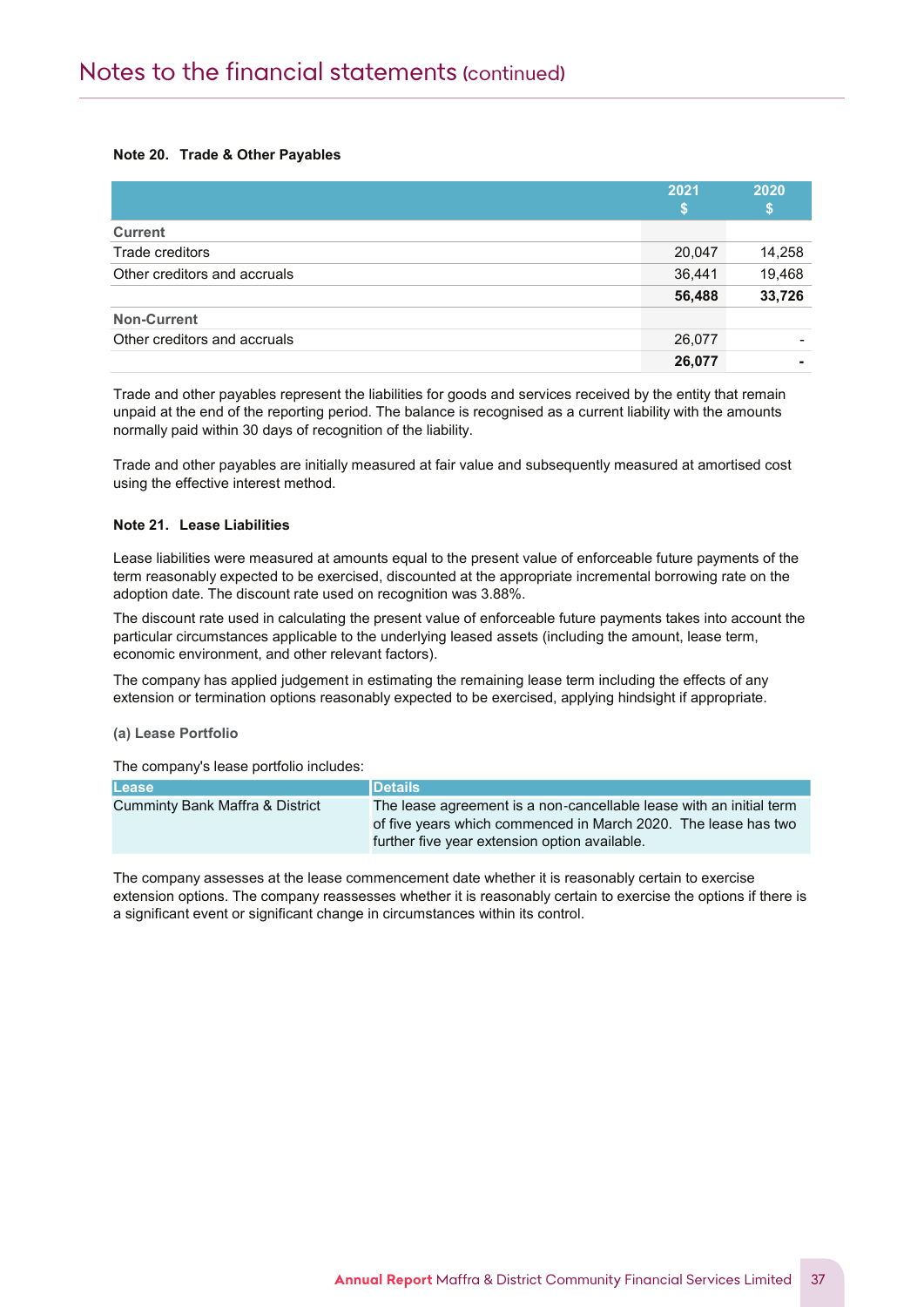# Notes to the financial statements (continued)

**Note 20. Trade & Other Payables**

| | 2021<br>$ | 2020<br>$ |
|---|---|---|
| **Current** | | |
| Trade creditors | 20,047 | 14,258 |
| Other creditors and accruals | 36,441 | 19,468 |
| | **56,488** | **33,726** |
| **Non-Current** | | |
| Other creditors and accruals | 26,077 | - |
| | **26,077** | **-** |

Trade and other payables represent the liabilities for goods and services received by the entity that remain unpaid at the end of the reporting period. The balance is recognised as a current liability with the amounts normally paid within 30 days of recognition of the liability.

Trade and other payables are initially measured at fair value and subsequently measured at amortised cost using the effective interest method.

**Note 21. Lease Liabilities**

Lease liabilities were measured at amounts equal to the present value of enforceable future payments of the term reasonably expected to be exercised, discounted at the appropriate incremental borrowing rate on the adoption date. The discount rate used on recognition was 3.88%.

The discount rate used in calculating the present value of enforceable future payments takes into account the particular circumstances applicable to the underlying leased assets (including the amount, lease term, economic environment, and other relevant factors).

The company has applied judgement in estimating the remaining lease term including the effects of any extension or termination options reasonably expected to be exercised, applying hindsight if appropriate.

**(a) Lease Portfolio**

The company's lease portfolio includes:

| Lease | Details |
|---|---|
| Cumminty Bank Maffra & District | The lease agreement is a non-cancellable lease with an initial term of five years which commenced in March 2020. The lease has two further five year extension option available. |

The company assesses at the lease commencement date whether it is reasonably certain to exercise extension options. The company reassesses whether it is reasonably certain to exercise the options if there is a significant event or significant change in circumstances within its control.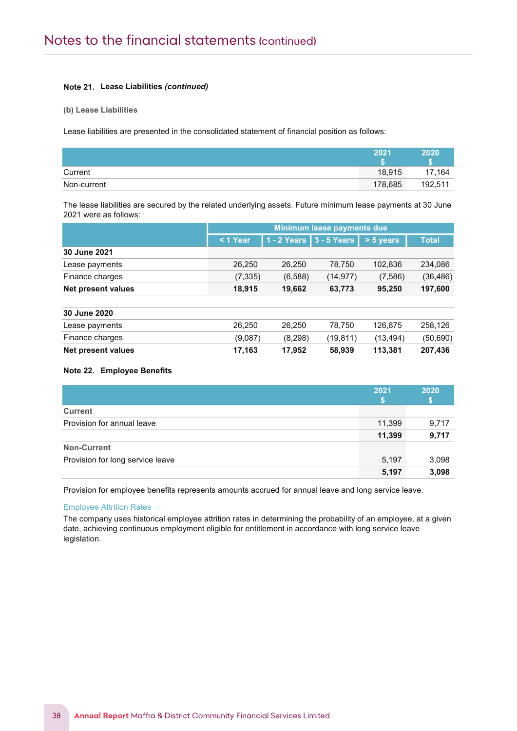**Note 21. Lease Liabilities *(continued)***

**(b) Lease Liabilities**

Lease liabilities are presented in the consolidated statement of financial position as follows:

| | 2021 $ | 2020 $ |
|---|---|---|
| Current | 18,915 | 17,164 |
| Non-current | 178,685 | 192,511 |

The lease liabilities are secured by the related underlying assets. Future minimum lease payments at 30 June 2021 were as follows:

| | Minimum lease payments due | | | | |
|---|---|---|---|---|---|
| | < 1 Year | 1 - 2 Years | 3 - 5 Years | > 5 years | Total |
| **30 June 2021** | | | | | |
| Lease payments | 26,250 | 26,250 | 78,750 | 102,836 | 234,086 |
| Finance charges | (7,335) | (6,588) | (14,977) | (7,586) | (36,486) |
| **Net present values** | **18,915** | **19,662** | **63,773** | **95,250** | **197,600** |
| **30 June 2020** | | | | | |
| Lease payments | 26,250 | 26,250 | 78,750 | 126,875 | 258,126 |
| Finance charges | (9,087) | (8,298) | (19,811) | (13,494) | (50,690) |
| **Net present values** | **17,163** | **17,952** | **58,939** | **113,381** | **207,436** |

**Note 22. Employee Benefits**

| | 2021 $ | 2020 $ |
|---|---|---|
| **Current** | | |
| Provision for annual leave | 11,399 | 9,717 |
| | **11,399** | **9,717** |
| **Non-Current** | | |
| Provision for long service leave | 5,197 | 3,098 |
| | **5,197** | **3,098** |

Provision for employee benefits represents amounts accrued for annual leave and long service leave.

Employee Attrition Rates

The company uses historical employee attrition rates in determining the probability of an employee, at a given date, achieving continuous employment eligible for entitlement in accordance with long service leave legislation.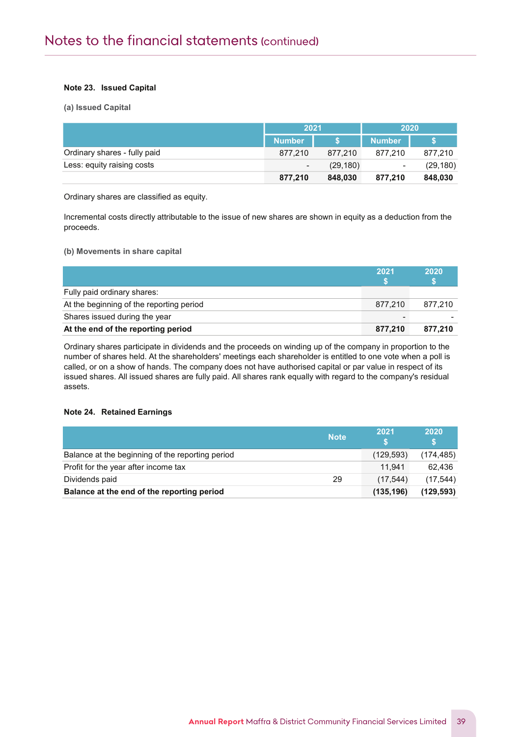# Notes to the financial statements (continued)

**Note 23. Issued Capital**

**(a) Issued Capital**

| | 2021 | | 2020 | |
|---|---|---|---|---|
| | Number | $ | Number | $ |
| Ordinary shares - fully paid | 877,210 | 877,210 | 877,210 | 877,210 |
| Less: equity raising costs | - | (29,180) | - | (29,180) |
| | **877,210** | **848,030** | **877,210** | **848,030** |

Ordinary shares are classified as equity.

Incremental costs directly attributable to the issue of new shares are shown in equity as a deduction from the proceeds.

**(b) Movements in share capital**

| | 2021 $ | 2020 $ |
|---|---|---|
| Fully paid ordinary shares: | | |
| At the beginning of the reporting period | 877,210 | 877,210 |
| Shares issued during the year | - | - |
| **At the end of the reporting period** | **877,210** | **877,210** |

Ordinary shares participate in dividends and the proceeds on winding up of the company in proportion to the number of shares held. At the shareholders' meetings each shareholder is entitled to one vote when a poll is called, or on a show of hands. The company does not have authorised capital or par value in respect of its issued shares. All issued shares are fully paid. All shares rank equally with regard to the company's residual assets.

**Note 24. Retained Earnings**

| | Note | 2021 $ | 2020 $ |
|---|---|---|---|
| Balance at the beginning of the reporting period | | (129,593) | (174,485) |
| Profit for the year after income tax | | 11,941 | 62,436 |
| Dividends paid | 29 | (17,544) | (17,544) |
| **Balance at the end of the reporting period** | | **(135,196)** | **(129,593)** |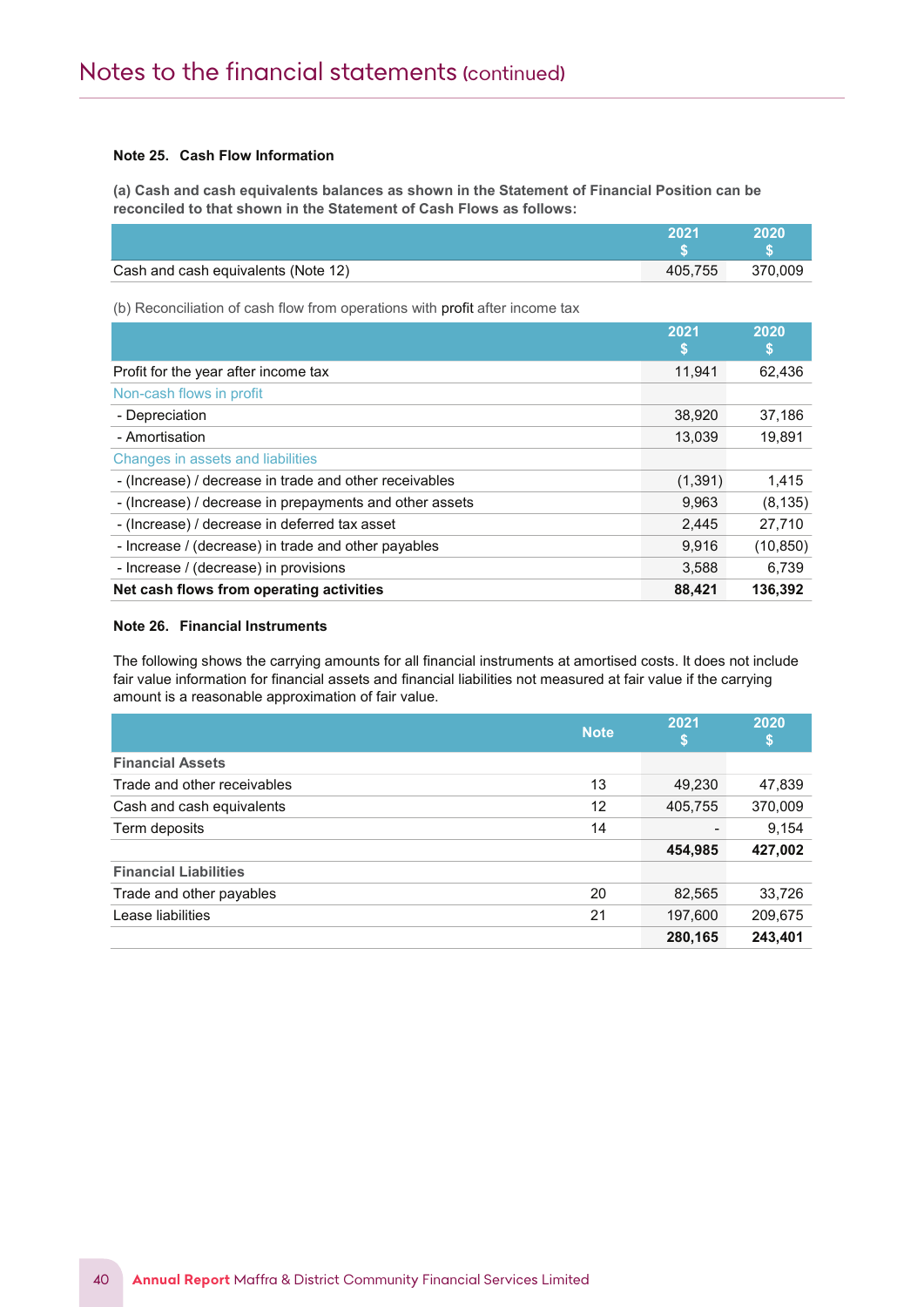# Notes to the financial statements (continued)

**Note 25. Cash Flow Information**

**(a) Cash and cash equivalents balances as shown in the Statement of Financial Position can be reconciled to that shown in the Statement of Cash Flows as follows:**

| | 2021 $ | 2020 $ |
|---|---|---|
| Cash and cash equivalents (Note 12) | 405,755 | 370,009 |

(b) Reconciliation of cash flow from operations with profit after income tax

| | 2021 $ | 2020 $ |
|---|---|---|
| Profit for the year after income tax | 11,941 | 62,436 |
| Non-cash flows in profit | | |
| - Depreciation | 38,920 | 37,186 |
| - Amortisation | 13,039 | 19,891 |
| Changes in assets and liabilities | | |
| - (Increase) / decrease in trade and other receivables | (1,391) | 1,415 |
| - (Increase) / decrease in prepayments and other assets | 9,963 | (8,135) |
| - (Increase) / decrease in deferred tax asset | 2,445 | 27,710 |
| - Increase / (decrease) in trade and other payables | 9,916 | (10,850) |
| - Increase / (decrease) in provisions | 3,588 | 6,739 |
| **Net cash flows from operating activities** | **88,421** | **136,392** |

**Note 26. Financial Instruments**

The following shows the carrying amounts for all financial instruments at amortised costs. It does not include fair value information for financial assets and financial liabilities not measured at fair value if the carrying amount is a reasonable approximation of fair value.

| | Note | 2021 $ | 2020 $ |
|---|---|---|---|
| **Financial Assets** | | | |
| Trade and other receivables | 13 | 49,230 | 47,839 |
| Cash and cash equivalents | 12 | 405,755 | 370,009 |
| Term deposits | 14 | - | 9,154 |
| | | **454,985** | **427,002** |
| **Financial Liabilities** | | | |
| Trade and other payables | 20 | 82,565 | 33,726 |
| Lease liabilities | 21 | 197,600 | 209,675 |
| | | **280,165** | **243,401** |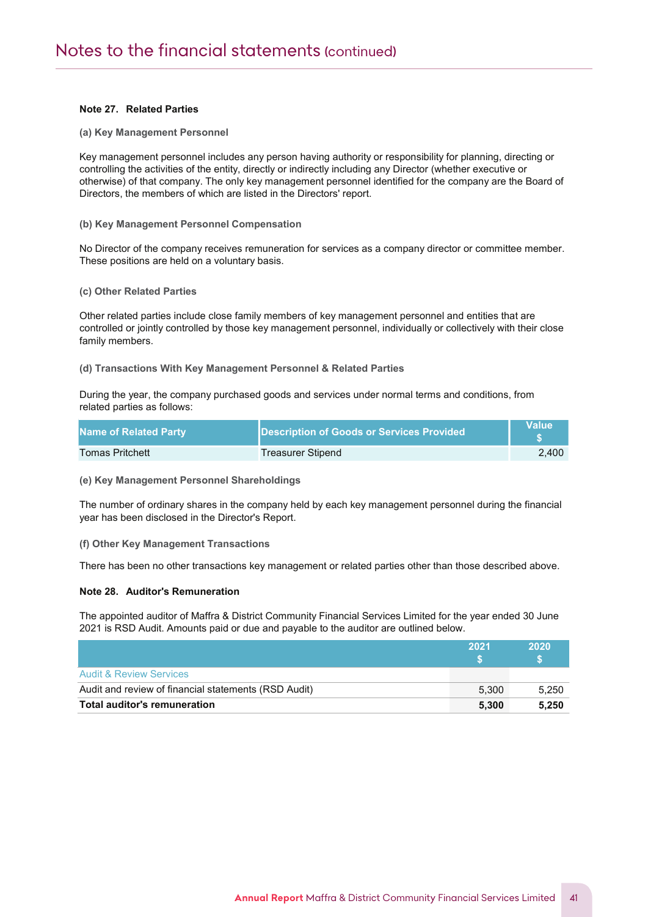# Notes to the financial statements (continued)

**Note 27. Related Parties**

**(a) Key Management Personnel**

Key management personnel includes any person having authority or responsibility for planning, directing or controlling the activities of the entity, directly or indirectly including any Director (whether executive or otherwise) of that company. The only key management personnel identified for the company are the Board of Directors, the members of which are listed in the Directors' report.

**(b) Key Management Personnel Compensation**

No Director of the company receives remuneration for services as a company director or committee member. These positions are held on a voluntary basis.

**(c) Other Related Parties**

Other related parties include close family members of key management personnel and entities that are controlled or jointly controlled by those key management personnel, individually or collectively with their close family members.

**(d) Transactions With Key Management Personnel & Related Parties**

During the year, the company purchased goods and services under normal terms and conditions, from related parties as follows:

| Name of Related Party | Description of Goods or Services Provided | Value $ |
|---|---|---|
| Tomas Pritchett | Treasurer Stipend | 2,400 |

**(e) Key Management Personnel Shareholdings**

The number of ordinary shares in the company held by each key management personnel during the financial year has been disclosed in the Director's Report.

**(f) Other Key Management Transactions**

There has been no other transactions key management or related parties other than those described above.

**Note 28. Auditor's Remuneration**

The appointed auditor of Maffra & District Community Financial Services Limited for the year ended 30 June 2021 is RSD Audit. Amounts paid or due and payable to the auditor are outlined below.

| | 2021 $ | 2020 $ |
|---|---|---|
| Audit & Review Services | | |
| Audit and review of financial statements (RSD Audit) | 5,300 | 5,250 |
| **Total auditor's remuneration** | **5,300** | **5,250** |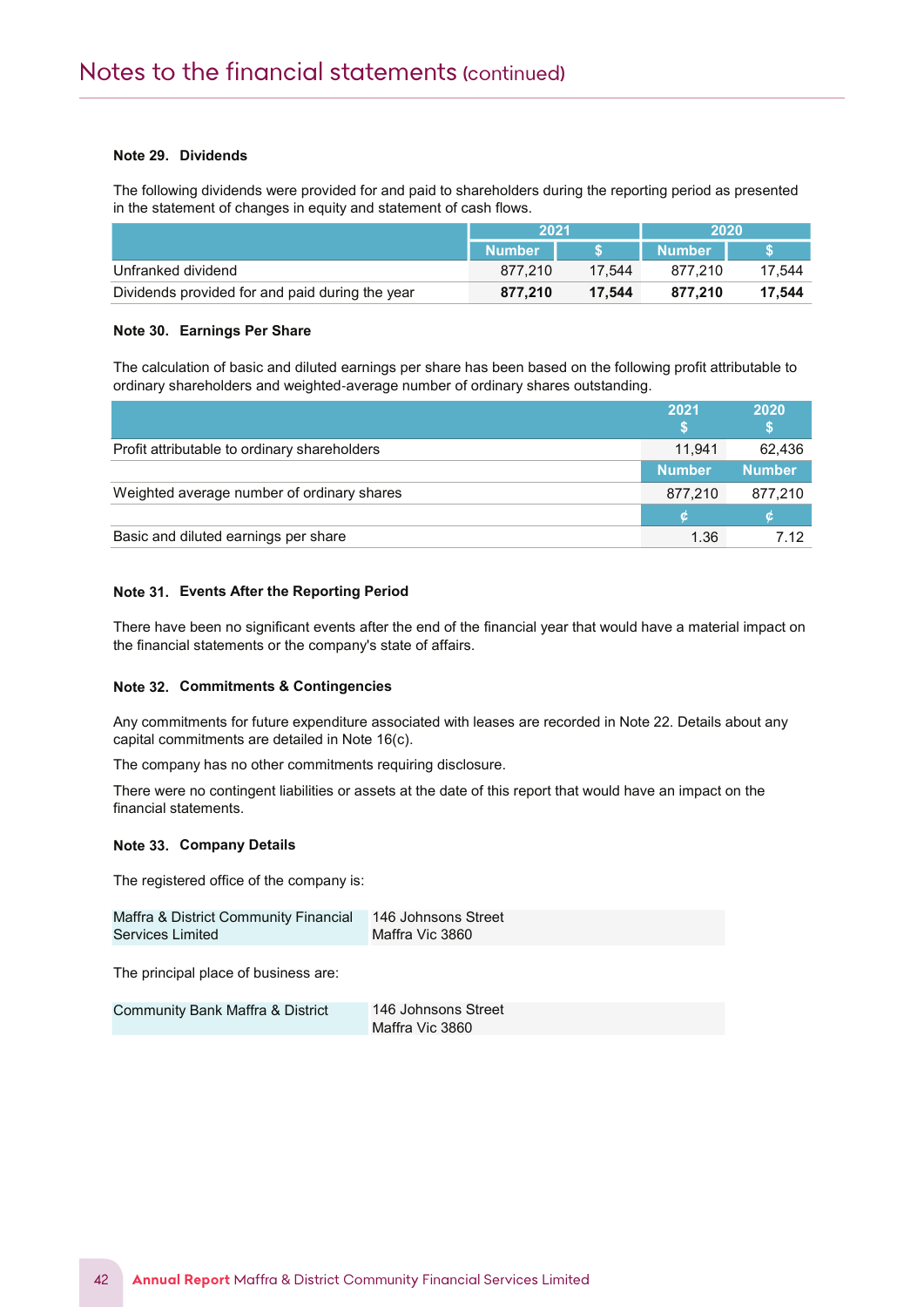# Notes to the financial statements (continued)

**Note 29. Dividends**

The following dividends were provided for and paid to shareholders during the reporting period as presented in the statement of changes in equity and statement of cash flows.

| | 2021 | | 2020 | |
|---|---|---|---|---|
| | Number | $ | Number | $ |
| Unfranked dividend | 877,210 | 17,544 | 877,210 | 17,544 |
| Dividends provided for and paid during the year | **877,210** | **17,544** | **877,210** | **17,544** |

**Note 30. Earnings Per Share**

The calculation of basic and diluted earnings per share has been based on the following profit attributable to ordinary shareholders and weighted-average number of ordinary shares outstanding.

| | 2021<br>$ | 2020<br>$ |
|---|---|---|
| Profit attributable to ordinary shareholders | 11,941 | 62,436 |
| | Number | Number |
| Weighted average number of ordinary shares | 877,210 | 877,210 |
| | ¢ | ¢ |
| Basic and diluted earnings per share | 1.36 | 7.12 |

**Note 31. Events After the Reporting Period**

There have been no significant events after the end of the financial year that would have a material impact on the financial statements or the company's state of affairs.

**Note 32. Commitments & Contingencies**

Any commitments for future expenditure associated with leases are recorded in Note 22. Details about any capital commitments are detailed in Note 16(c).

The company has no other commitments requiring disclosure.

There were no contingent liabilities or assets at the date of this report that would have an impact on the financial statements.

**Note 33. Company Details**

The registered office of the company is:

| | |
|---|---|
| Maffra & District Community Financial Services Limited | 146 Johnsons Street<br>Maffra Vic 3860 |

The principal place of business are:

| | |
|---|---|
| Community Bank Maffra & District | 146 Johnsons Street<br>Maffra Vic 3860 |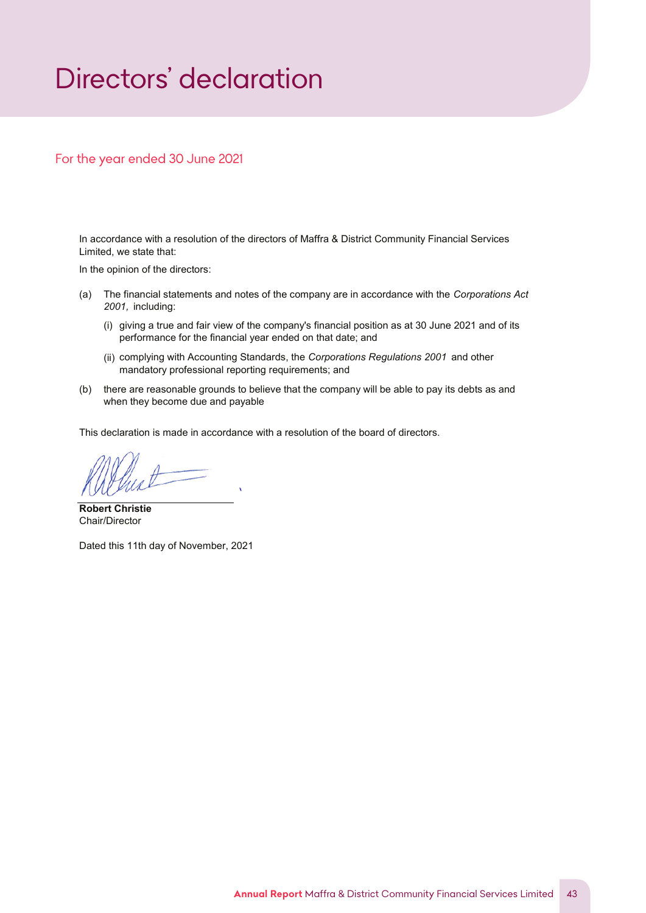# Directors' declaration

For the year ended 30 June 2021

In accordance with a resolution of the directors of Maffra & District Community Financial Services Limited, we state that:

In the opinion of the directors:

(a) The financial statements and notes of the company are in accordance with the *Corporations Act 2001,* including:

   (i) giving a true and fair view of the company's financial position as at 30 June 2021 and of its performance for the financial year ended on that date; and

   (ii) complying with Accounting Standards, the *Corporations Regulations 2001* and other mandatory professional reporting requirements; and

(b) there are reasonable grounds to believe that the company will be able to pay its debts as and when they become due and payable

This declaration is made in accordance with a resolution of the board of directors.

**Robert Christie**
Chair/Director

Dated this 11th day of November, 2021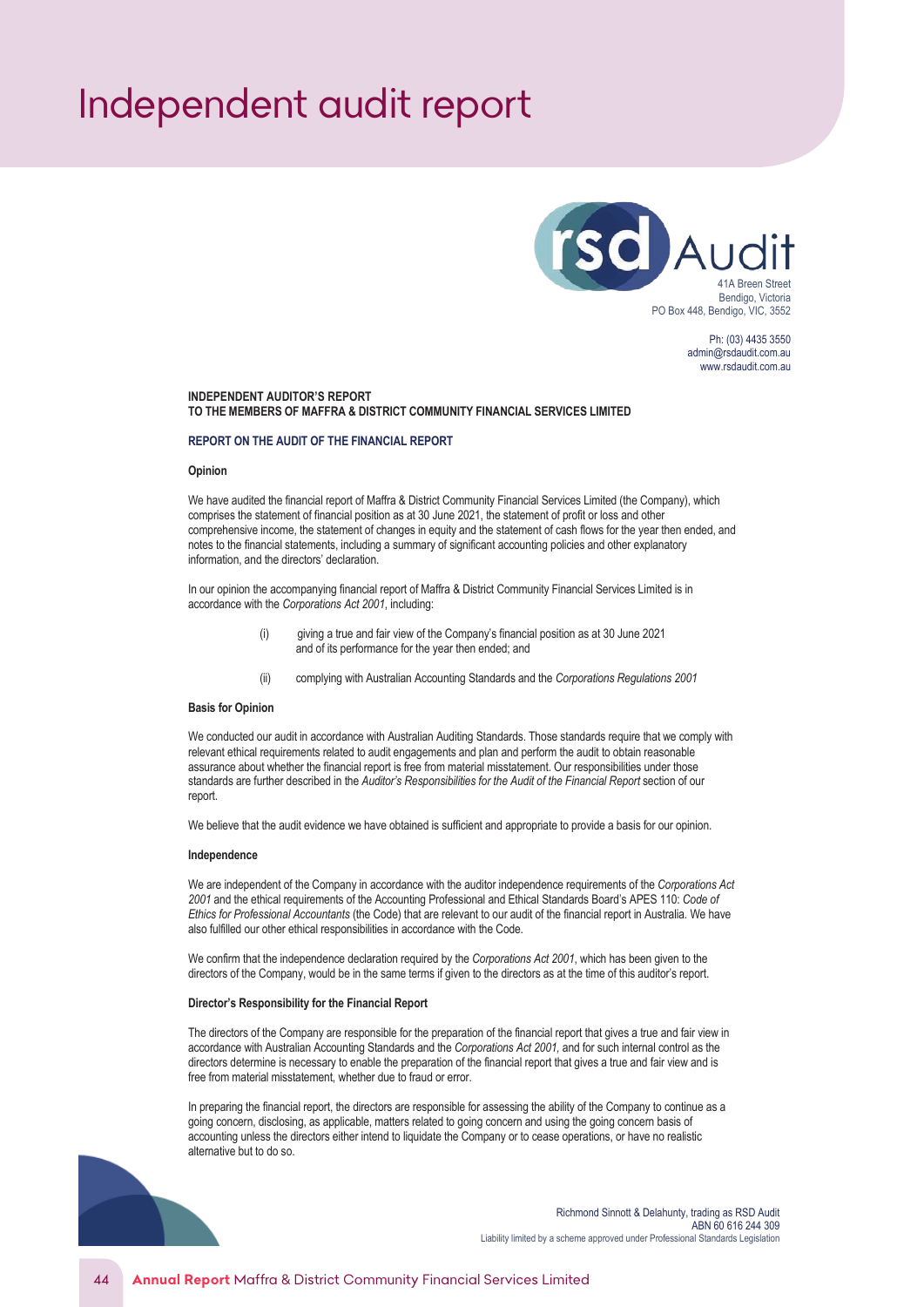# Independent audit report

rsd Audit
41A Breen Street
Bendigo, Victoria
PO Box 448, Bendigo, VIC, 3552

Ph: (03) 4435 3550
admin@rsdaudit.com.au
www.rsdaudit.com.au

**INDEPENDENT AUDITOR'S REPORT**
**TO THE MEMBERS OF MAFFRA & DISTRICT COMMUNITY FINANCIAL SERVICES LIMITED**

## REPORT ON THE AUDIT OF THE FINANCIAL REPORT

### Opinion

We have audited the financial report of Maffra & District Community Financial Services Limited (the Company), which comprises the statement of financial position as at 30 June 2021, the statement of profit or loss and other comprehensive income, the statement of changes in equity and the statement of cash flows for the year then ended, and notes to the financial statements, including a summary of significant accounting policies and other explanatory information, and the directors' declaration.

In our opinion the accompanying financial report of Maffra & District Community Financial Services Limited is in accordance with the *Corporations Act 2001*, including:

(i) giving a true and fair view of the Company's financial position as at 30 June 2021 and of its performance for the year then ended; and

(ii) complying with Australian Accounting Standards and the *Corporations Regulations 2001*

### Basis for Opinion

We conducted our audit in accordance with Australian Auditing Standards. Those standards require that we comply with relevant ethical requirements related to audit engagements and plan and perform the audit to obtain reasonable assurance about whether the financial report is free from material misstatement. Our responsibilities under those standards are further described in the *Auditor's Responsibilities for the Audit of the Financial Report* section of our report.

We believe that the audit evidence we have obtained is sufficient and appropriate to provide a basis for our opinion.

### Independence

We are independent of the Company in accordance with the auditor independence requirements of the *Corporations Act 2001* and the ethical requirements of the Accounting Professional and Ethical Standards Board's APES 110: *Code of Ethics for Professional Accountants* (the Code) that are relevant to our audit of the financial report in Australia. We have also fulfilled our other ethical responsibilities in accordance with the Code.

We confirm that the independence declaration required by the *Corporations Act 2001*, which has been given to the directors of the Company, would be in the same terms if given to the directors as at the time of this auditor's report.

### Director's Responsibility for the Financial Report

The directors of the Company are responsible for the preparation of the financial report that gives a true and fair view in accordance with Australian Accounting Standards and the *Corporations Act 2001*, and for such internal control as the directors determine is necessary to enable the preparation of the financial report that gives a true and fair view and is free from material misstatement, whether due to fraud or error.

In preparing the financial report, the directors are responsible for assessing the ability of the Company to continue as a going concern, disclosing, as applicable, matters related to going concern and using the going concern basis of accounting unless the directors either intend to liquidate the Company or to cease operations, or have no realistic alternative but to do so.

Richmond Sinnott & Delahunty, trading as RSD Audit
ABN 60 616 244 309
Liability limited by a scheme approved under Professional Standards Legislation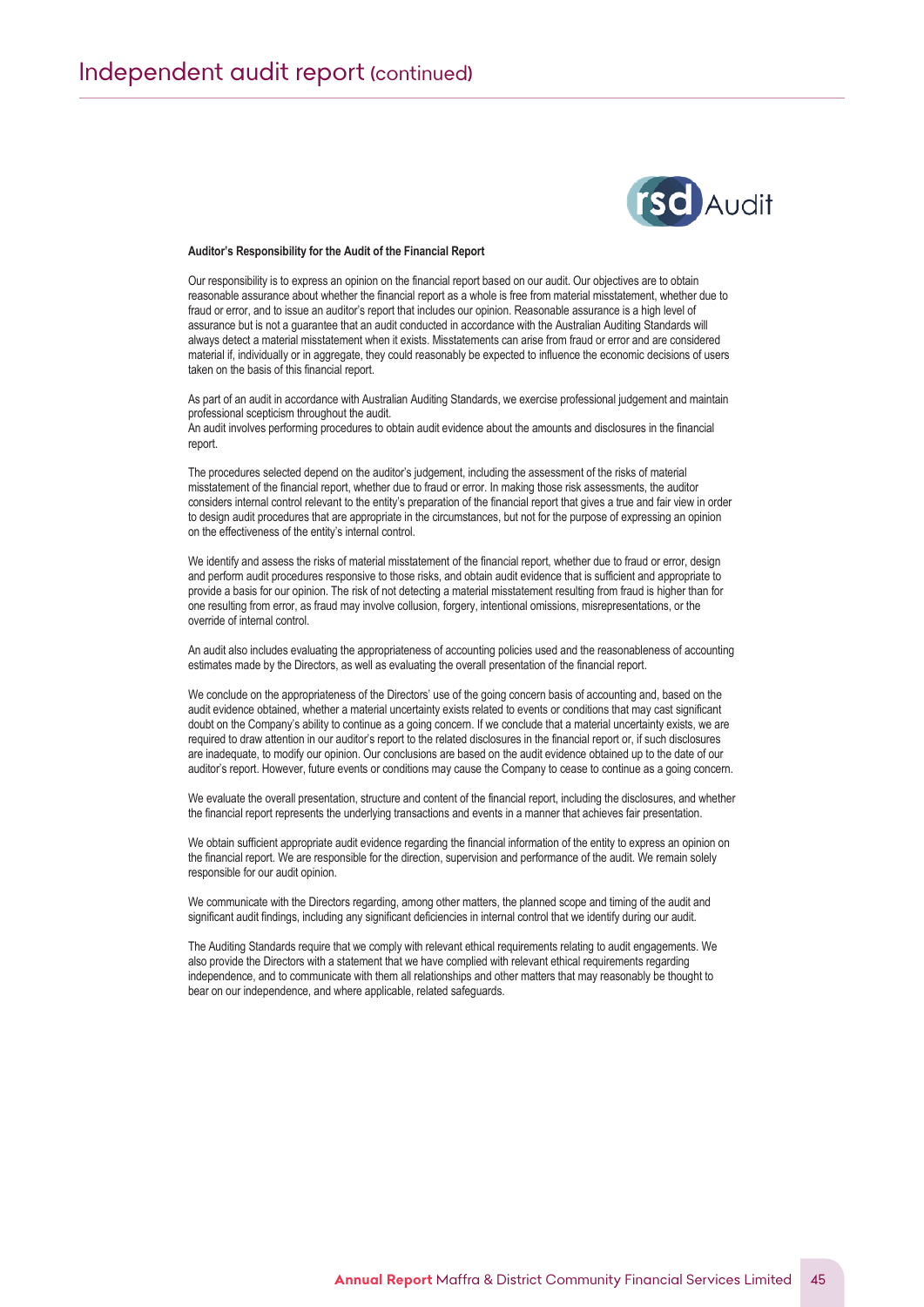# Independent audit report (continued)

**Auditor's Responsibility for the Audit of the Financial Report**

Our responsibility is to express an opinion on the financial report based on our audit. Our objectives are to obtain reasonable assurance about whether the financial report as a whole is free from material misstatement, whether due to fraud or error, and to issue an auditor's report that includes our opinion. Reasonable assurance is a high level of assurance but is not a guarantee that an audit conducted in accordance with the Australian Auditing Standards will always detect a material misstatement when it exists. Misstatements can arise from fraud or error and are considered material if, individually or in aggregate, they could reasonably be expected to influence the economic decisions of users taken on the basis of this financial report.

As part of an audit in accordance with Australian Auditing Standards, we exercise professional judgement and maintain professional scepticism throughout the audit.
An audit involves performing procedures to obtain audit evidence about the amounts and disclosures in the financial report.

The procedures selected depend on the auditor's judgement, including the assessment of the risks of material misstatement of the financial report, whether due to fraud or error. In making those risk assessments, the auditor considers internal control relevant to the entity's preparation of the financial report that gives a true and fair view in order to design audit procedures that are appropriate in the circumstances, but not for the purpose of expressing an opinion on the effectiveness of the entity's internal control.

We identify and assess the risks of material misstatement of the financial report, whether due to fraud or error, design and perform audit procedures responsive to those risks, and obtain audit evidence that is sufficient and appropriate to provide a basis for our opinion. The risk of not detecting a material misstatement resulting from fraud is higher than for one resulting from error, as fraud may involve collusion, forgery, intentional omissions, misrepresentations, or the override of internal control.

An audit also includes evaluating the appropriateness of accounting policies used and the reasonableness of accounting estimates made by the Directors, as well as evaluating the overall presentation of the financial report.

We conclude on the appropriateness of the Directors' use of the going concern basis of accounting and, based on the audit evidence obtained, whether a material uncertainty exists related to events or conditions that may cast significant doubt on the Company's ability to continue as a going concern. If we conclude that a material uncertainty exists, we are required to draw attention in our auditor's report to the related disclosures in the financial report or, if such disclosures are inadequate, to modify our opinion. Our conclusions are based on the audit evidence obtained up to the date of our auditor's report. However, future events or conditions may cause the Company to cease to continue as a going concern.

We evaluate the overall presentation, structure and content of the financial report, including the disclosures, and whether the financial report represents the underlying transactions and events in a manner that achieves fair presentation.

We obtain sufficient appropriate audit evidence regarding the financial information of the entity to express an opinion on the financial report. We are responsible for the direction, supervision and performance of the audit. We remain solely responsible for our audit opinion.

We communicate with the Directors regarding, among other matters, the planned scope and timing of the audit and significant audit findings, including any significant deficiencies in internal control that we identify during our audit.

The Auditing Standards require that we comply with relevant ethical requirements relating to audit engagements. We also provide the Directors with a statement that we have complied with relevant ethical requirements regarding independence, and to communicate with them all relationships and other matters that may reasonably be thought to bear on our independence, and where applicable, related safeguards.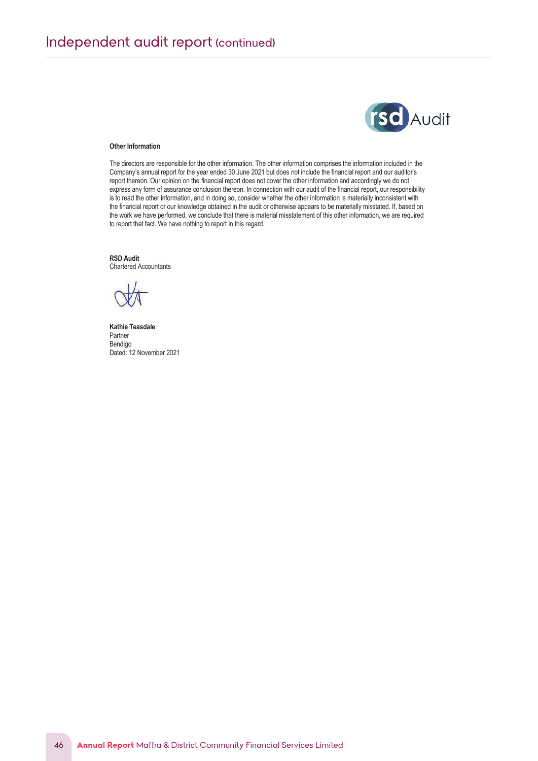# Independent audit report (continued)

rsd Audit

**Other Information**

The directors are responsible for the other information. The other information comprises the information included in the Company's annual report for the year ended 30 June 2021 but does not include the financial report and our auditor's report thereon. Our opinion on the financial report does not cover the other information and accordingly we do not express any form of assurance conclusion thereon. In connection with our audit of the financial report, our responsibility is to read the other information, and in doing so, consider whether the other information is materially inconsistent with the financial report or our knowledge obtained in the audit or otherwise appears to be materially misstated. If, based on the work we have performed, we conclude that there is material misstatement of this other information, we are required to report that fact. We have nothing to report in this regard.

**RSD Audit**
Chartered Accountants

**Kathie Teasdale**
Partner
Bendigo
Dated: 12 November 2021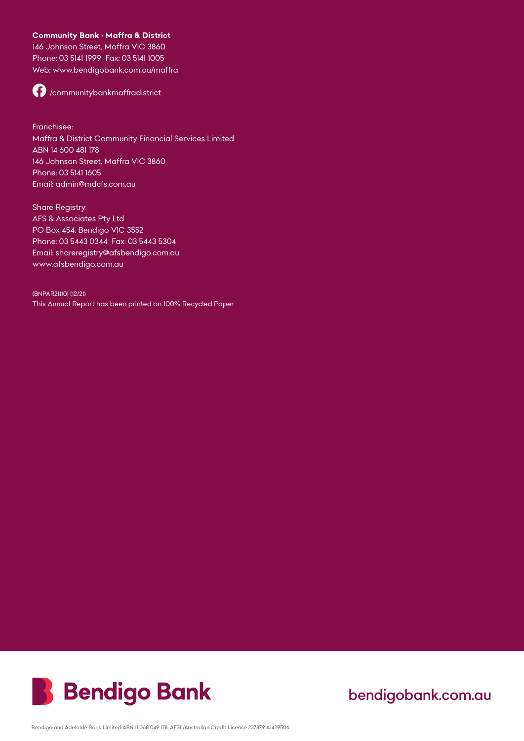**Community Bank · Maffra & District**
146 Johnson Street, Maffra VIC 3860
Phone: 03 5141 1999  Fax: 03 5141 1005
Web: www.bendigobank.com.au/maffra

/communitybankmaffradistrict

Franchisee:
Maffra & District Community Financial Services Limited
ABN 14 600 481 178
146 Johnson Street, Maffra VIC 3860
Phone: 03 5141 1605
Email: admin@mdcfs.com.au

Share Registry:
AFS & Associates Pty Ltd
PO Box 454, Bendigo VIC 3552
Phone: 03 5443 0344  Fax: 03 5443 5304
Email: shareregistry@afsbendigo.com.au
www.afsbendigo.com.au

(BNPAR21110) (12/21)
This Annual Report has been printed on 100% Recycled Paper

Bendigo Bank

bendigobank.com.au

Bendigo and Adelaide Bank Limited ABN 11 068 049 178, AFSL/Australian Credit Licence 237879 A1429506